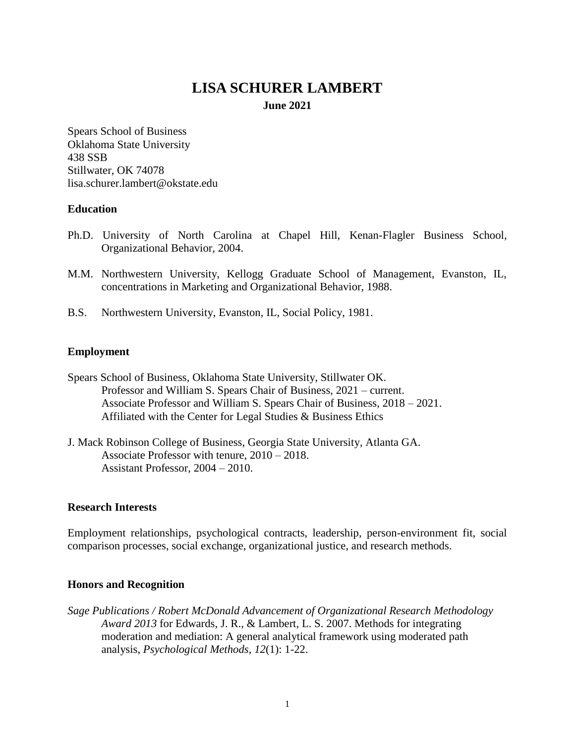# LISA SCHURER LAMBERT

**June 2021**

Spears School of Business
Oklahoma State University
438 SSB
Stillwater, OK 74078
lisa.schurer.lambert@okstate.edu

## Education

Ph.D. University of North Carolina at Chapel Hill, Kenan-Flagler Business School, Organizational Behavior, 2004.

M.M. Northwestern University, Kellogg Graduate School of Management, Evanston, IL, concentrations in Marketing and Organizational Behavior, 1988.

B.S. Northwestern University, Evanston, IL, Social Policy, 1981.

## Employment

Spears School of Business, Oklahoma State University, Stillwater OK.
Professor and William S. Spears Chair of Business, 2021 – current.
Associate Professor and William S. Spears Chair of Business, 2018 – 2021.
Affiliated with the Center for Legal Studies & Business Ethics

J. Mack Robinson College of Business, Georgia State University, Atlanta GA.
Associate Professor with tenure, 2010 – 2018.
Assistant Professor, 2004 – 2010.

## Research Interests

Employment relationships, psychological contracts, leadership, person-environment fit, social comparison processes, social exchange, organizational justice, and research methods.

## Honors and Recognition

*Sage Publications / Robert McDonald Advancement of Organizational Research Methodology Award 2013* for Edwards, J. R., & Lambert, L. S. 2007. Methods for integrating moderation and mediation: A general analytical framework using moderated path analysis, *Psychological Methods*, *12*(1): 1-22.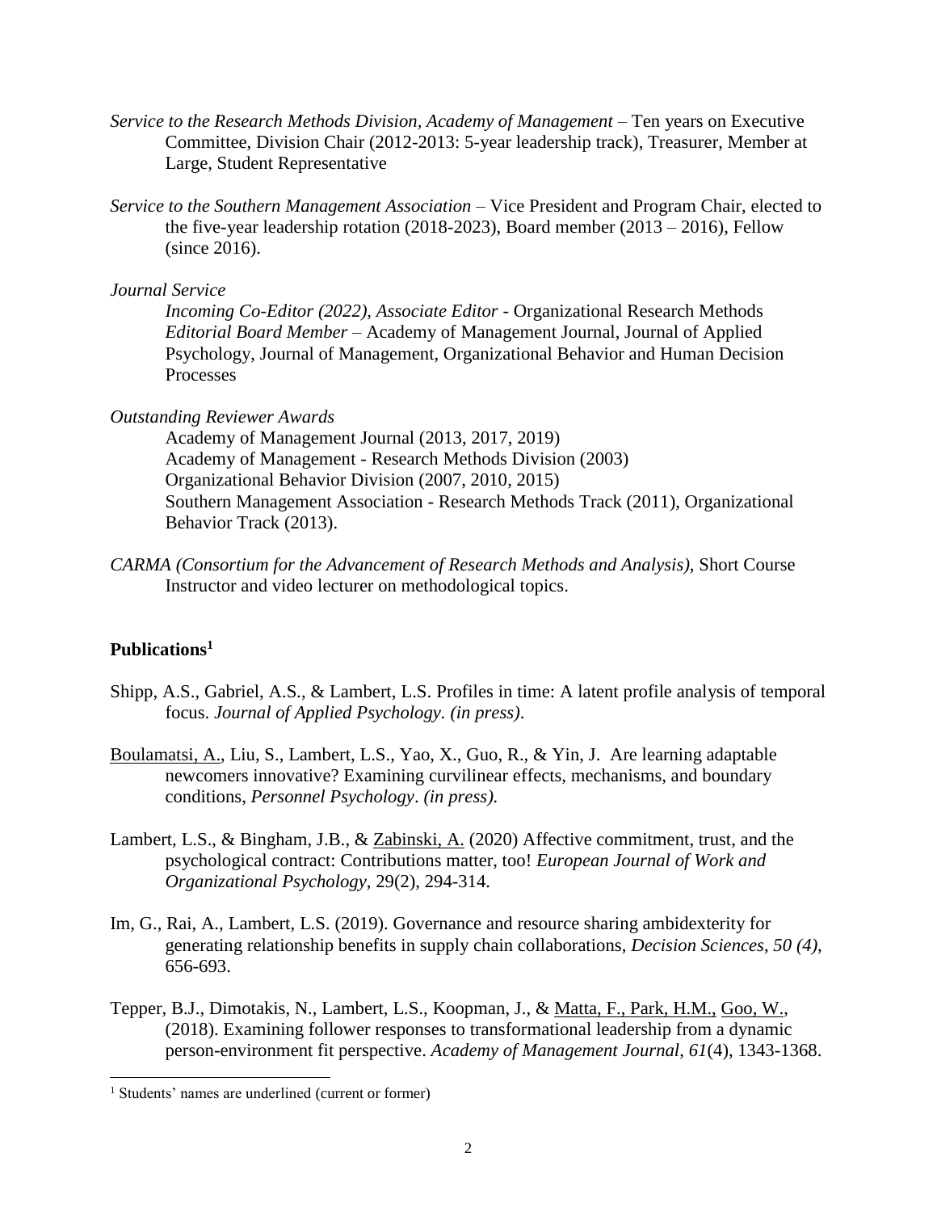*Service to the Research Methods Division, Academy of Management* – Ten years on Executive Committee, Division Chair (2012-2013: 5-year leadership track), Treasurer, Member at Large, Student Representative

*Service to the Southern Management Association* – Vice President and Program Chair, elected to the five-year leadership rotation (2018-2023), Board member (2013 – 2016), Fellow (since 2016).

*Journal Service*

*Incoming Co-Editor (2022), Associate Editor* - Organizational Research Methods

*Editorial Board Member* – Academy of Management Journal, Journal of Applied Psychology, Journal of Management, Organizational Behavior and Human Decision Processes

*Outstanding Reviewer Awards*

Academy of Management Journal (2013, 2017, 2019)

Academy of Management - Research Methods Division (2003)

Organizational Behavior Division (2007, 2010, 2015)

Southern Management Association - Research Methods Track (2011), Organizational Behavior Track (2013).

*CARMA (Consortium for the Advancement of Research Methods and Analysis)*, Short Course Instructor and video lecturer on methodological topics.

## Publications[1]

Shipp, A.S., Gabriel, A.S., & Lambert, L.S. Profiles in time: A latent profile analysis of temporal focus. *Journal of Applied Psychology. (in press)*.

<u>Boulamatsi, A.</u>, Liu, S., Lambert, L.S., Yao, X., Guo, R., & Yin, J. Are learning adaptable newcomers innovative? Examining curvilinear effects, mechanisms, and boundary conditions, *Personnel Psychology*. *(in press).*

Lambert, L.S., & Bingham, J.B., & <u>Zabinski, A.</u> (2020) Affective commitment, trust, and the psychological contract: Contributions matter, too! *European Journal of Work and Organizational Psychology*, 29(2), 294-314.

Im, G., Rai, A., Lambert, L.S. (2019). Governance and resource sharing ambidexterity for generating relationship benefits in supply chain collaborations, *Decision Sciences*, *50 (4)*, 656-693.

Tepper, B.J., Dimotakis, N., Lambert, L.S., Koopman, J., & <u>Matta, F., Park, H.M.,</u> <u>Goo, W.</u>, (2018). Examining follower responses to transformational leadership from a dynamic person-environment fit perspective. *Academy of Management Journal*, *61*(4), 1343-1368.

[1] Students' names are underlined (current or former)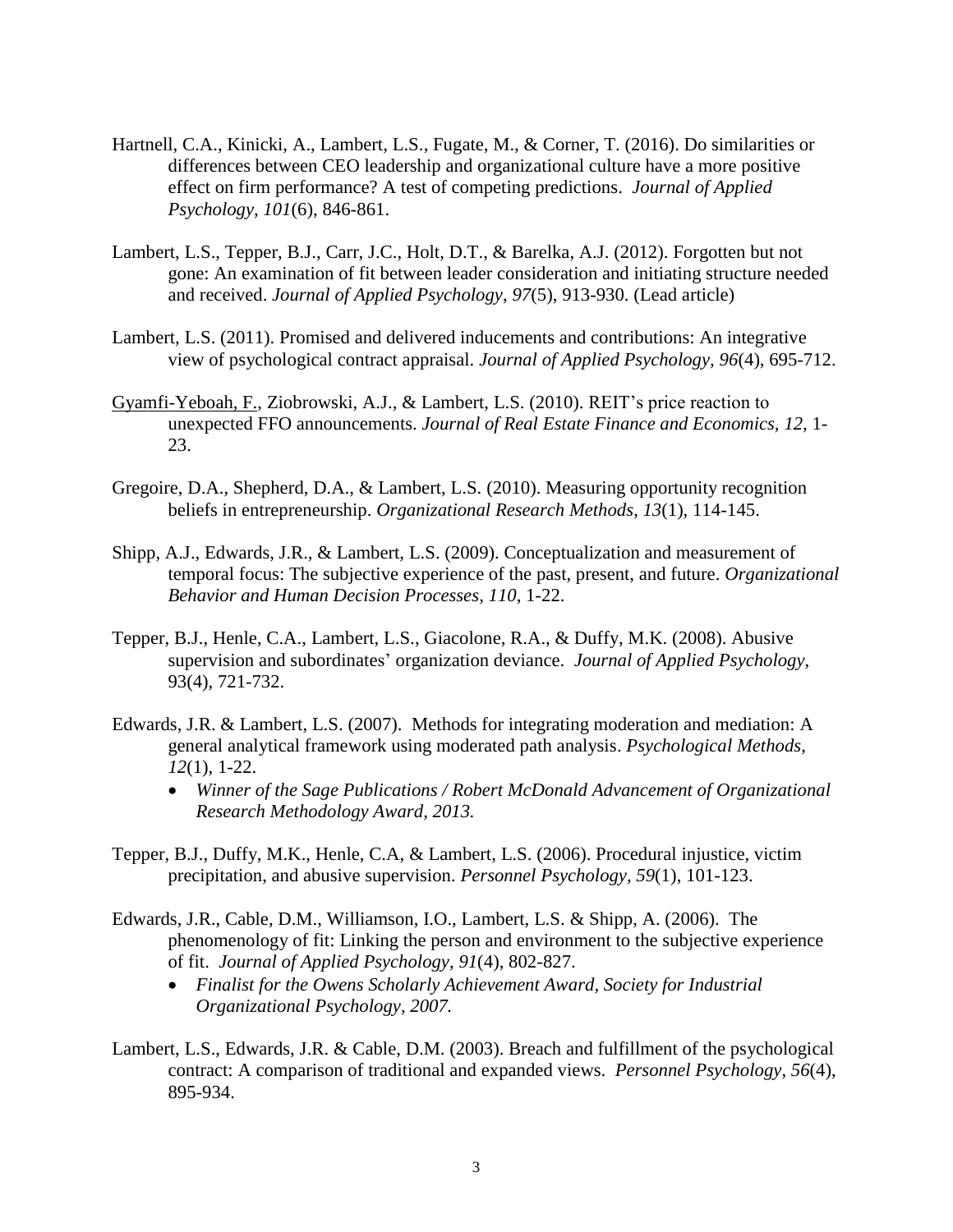Hartnell, C.A., Kinicki, A., Lambert, L.S., Fugate, M., & Corner, T. (2016). Do similarities or differences between CEO leadership and organizational culture have a more positive effect on firm performance? A test of competing predictions. *Journal of Applied Psychology, 101*(6), 846-861.

Lambert, L.S., Tepper, B.J., Carr, J.C., Holt, D.T., & Barelka, A.J. (2012). Forgotten but not gone: An examination of fit between leader consideration and initiating structure needed and received. *Journal of Applied Psychology, 97*(5), 913-930. (Lead article)

Lambert, L.S. (2011). Promised and delivered inducements and contributions: An integrative view of psychological contract appraisal. *Journal of Applied Psychology, 96*(4), 695-712.

<u>Gyamfi-Yeboah, F.</u>, Ziobrowski, A.J., & Lambert, L.S. (2010). REIT's price reaction to unexpected FFO announcements. *Journal of Real Estate Finance and Economics, 12,* 1-23.

Gregoire, D.A., Shepherd, D.A., & Lambert, L.S. (2010). Measuring opportunity recognition beliefs in entrepreneurship. *Organizational Research Methods*, *13*(1), 114-145.

Shipp, A.J., Edwards, J.R., & Lambert, L.S. (2009). Conceptualization and measurement of temporal focus: The subjective experience of the past, present, and future. *Organizational Behavior and Human Decision Processes, 110*, 1-22.

Tepper, B.J., Henle, C.A., Lambert, L.S., Giacolone, R.A., & Duffy, M.K. (2008). Abusive supervision and subordinates' organization deviance. *Journal of Applied Psychology*, 93(4), 721-732.

Edwards, J.R. & Lambert, L.S. (2007). Methods for integrating moderation and mediation: A general analytical framework using moderated path analysis. *Psychological Methods*, *12*(1), 1-22.

- *Winner of the Sage Publications / Robert McDonald Advancement of Organizational Research Methodology Award, 2013.*

Tepper, B.J., Duffy, M.K., Henle, C.A, & Lambert, L.S. (2006). Procedural injustice, victim precipitation, and abusive supervision. *Personnel Psychology, 59*(1), 101-123.

Edwards, J.R., Cable, D.M., Williamson, I.O., Lambert, L.S. & Shipp, A. (2006). The phenomenology of fit: Linking the person and environment to the subjective experience of fit. *Journal of Applied Psychology, 91*(4), 802-827.

- *Finalist for the Owens Scholarly Achievement Award, Society for Industrial Organizational Psychology, 2007.*

Lambert, L.S., Edwards, J.R. & Cable, D.M. (2003). Breach and fulfillment of the psychological contract: A comparison of traditional and expanded views. *Personnel Psychology*, *56*(4), 895-934.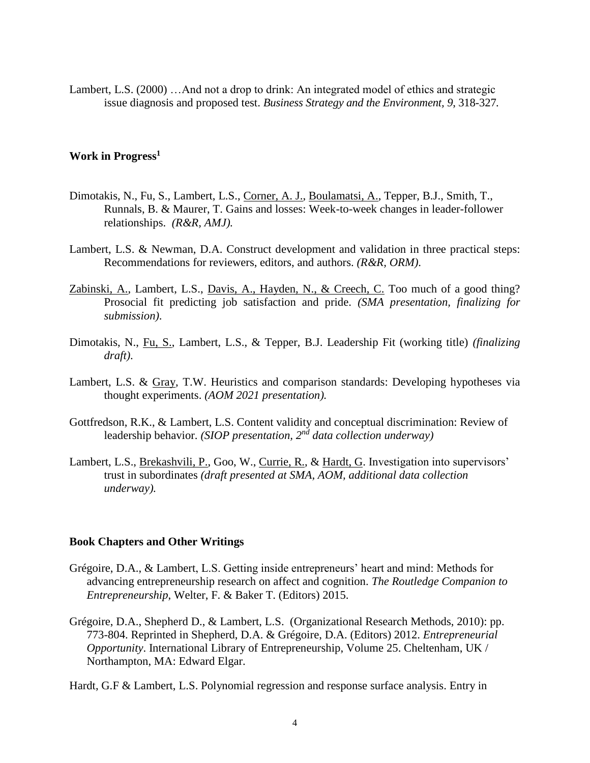Lambert, L.S. (2000) …And not a drop to drink: An integrated model of ethics and strategic issue diagnosis and proposed test. *Business Strategy and the Environment, 9,* 318-327.

**Work in Progress[1]**

Dimotakis, N., Fu, S., Lambert, L.S., <u>Corner, A. J.</u>, <u>Boulamatsi, A.</u>, Tepper, B.J., Smith, T., Runnals, B. & Maurer, T. Gains and losses: Week-to-week changes in leader-follower relationships. *(R&R, AMJ).*

Lambert, L.S. & Newman, D.A. Construct development and validation in three practical steps: Recommendations for reviewers, editors, and authors. *(R&R, ORM).*

<u>Zabinski, A.</u>, Lambert, L.S., <u>Davis, A., Hayden, N., & Creech, C.</u> Too much of a good thing? Prosocial fit predicting job satisfaction and pride. *(SMA presentation, finalizing for submission).*

Dimotakis, N., <u>Fu, S.</u>, Lambert, L.S., & Tepper, B.J. Leadership Fit (working title) *(finalizing draft).*

Lambert, L.S. & <u>Gray</u>, T.W. Heuristics and comparison standards: Developing hypotheses via thought experiments. *(AOM 2021 presentation).*

Gottfredson, R.K., & Lambert, L.S. Content validity and conceptual discrimination: Review of leadership behavior. *(SIOP presentation, 2nd data collection underway)*

Lambert, L.S., <u>Brekashvili, P.</u>, Goo, W., <u>Currie, R.</u>, & <u>Hardt, G</u>. Investigation into supervisors' trust in subordinates *(draft presented at SMA, AOM, additional data collection underway).*

**Book Chapters and Other Writings**

Grégoire, D.A., & Lambert, L.S. Getting inside entrepreneurs' heart and mind: Methods for advancing entrepreneurship research on affect and cognition. *The Routledge Companion to Entrepreneurship*, Welter, F. & Baker T. (Editors) 2015.

Grégoire, D.A., Shepherd D., & Lambert, L.S. (Organizational Research Methods, 2010): pp. 773-804. Reprinted in Shepherd, D.A. & Grégoire, D.A. (Editors) 2012. *Entrepreneurial Opportunity*. International Library of Entrepreneurship, Volume 25. Cheltenham, UK / Northampton, MA: Edward Elgar.

Hardt, G.F & Lambert, L.S. Polynomial regression and response surface analysis. Entry in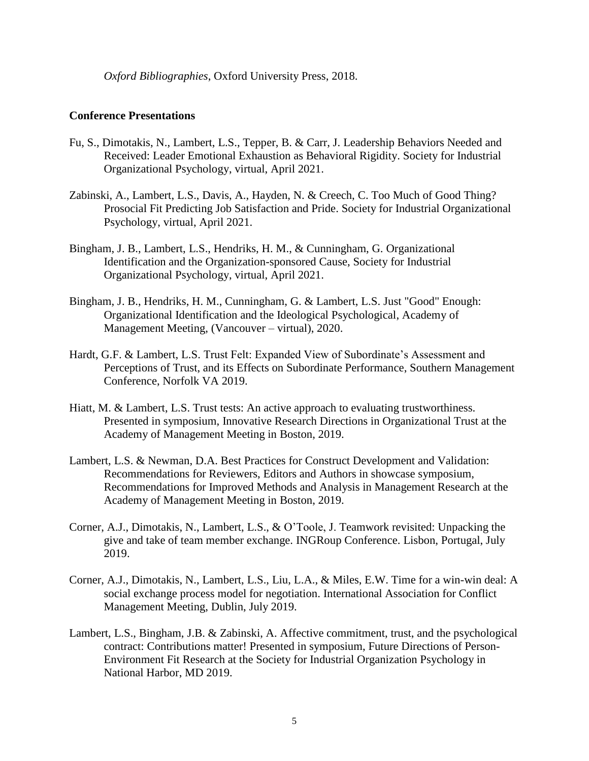*Oxford Bibliographies*, Oxford University Press, 2018.

**Conference Presentations**

Fu, S., Dimotakis, N., Lambert, L.S., Tepper, B. & Carr, J. Leadership Behaviors Needed and Received: Leader Emotional Exhaustion as Behavioral Rigidity. Society for Industrial Organizational Psychology, virtual, April 2021.

Zabinski, A., Lambert, L.S., Davis, A., Hayden, N. & Creech, C. Too Much of Good Thing? Prosocial Fit Predicting Job Satisfaction and Pride. Society for Industrial Organizational Psychology, virtual, April 2021.

Bingham, J. B., Lambert, L.S., Hendriks, H. M., & Cunningham, G. Organizational Identification and the Organization-sponsored Cause, Society for Industrial Organizational Psychology, virtual, April 2021.

Bingham, J. B., Hendriks, H. M., Cunningham, G. & Lambert, L.S. Just "Good" Enough: Organizational Identification and the Ideological Psychological, Academy of Management Meeting, (Vancouver – virtual), 2020.

Hardt, G.F. & Lambert, L.S. Trust Felt: Expanded View of Subordinate's Assessment and Perceptions of Trust, and its Effects on Subordinate Performance, Southern Management Conference, Norfolk VA 2019.

Hiatt, M. & Lambert, L.S. Trust tests: An active approach to evaluating trustworthiness. Presented in symposium, Innovative Research Directions in Organizational Trust at the Academy of Management Meeting in Boston, 2019.

Lambert, L.S. & Newman, D.A. Best Practices for Construct Development and Validation: Recommendations for Reviewers, Editors and Authors in showcase symposium, Recommendations for Improved Methods and Analysis in Management Research at the Academy of Management Meeting in Boston, 2019.

Corner, A.J., Dimotakis, N., Lambert, L.S., & O'Toole, J. Teamwork revisited: Unpacking the give and take of team member exchange. INGRoup Conference. Lisbon, Portugal, July 2019.

Corner, A.J., Dimotakis, N., Lambert, L.S., Liu, L.A., & Miles, E.W. Time for a win-win deal: A social exchange process model for negotiation. International Association for Conflict Management Meeting, Dublin, July 2019.

Lambert, L.S., Bingham, J.B. & Zabinski, A. Affective commitment, trust, and the psychological contract: Contributions matter! Presented in symposium, Future Directions of Person-Environment Fit Research at the Society for Industrial Organization Psychology in National Harbor, MD 2019.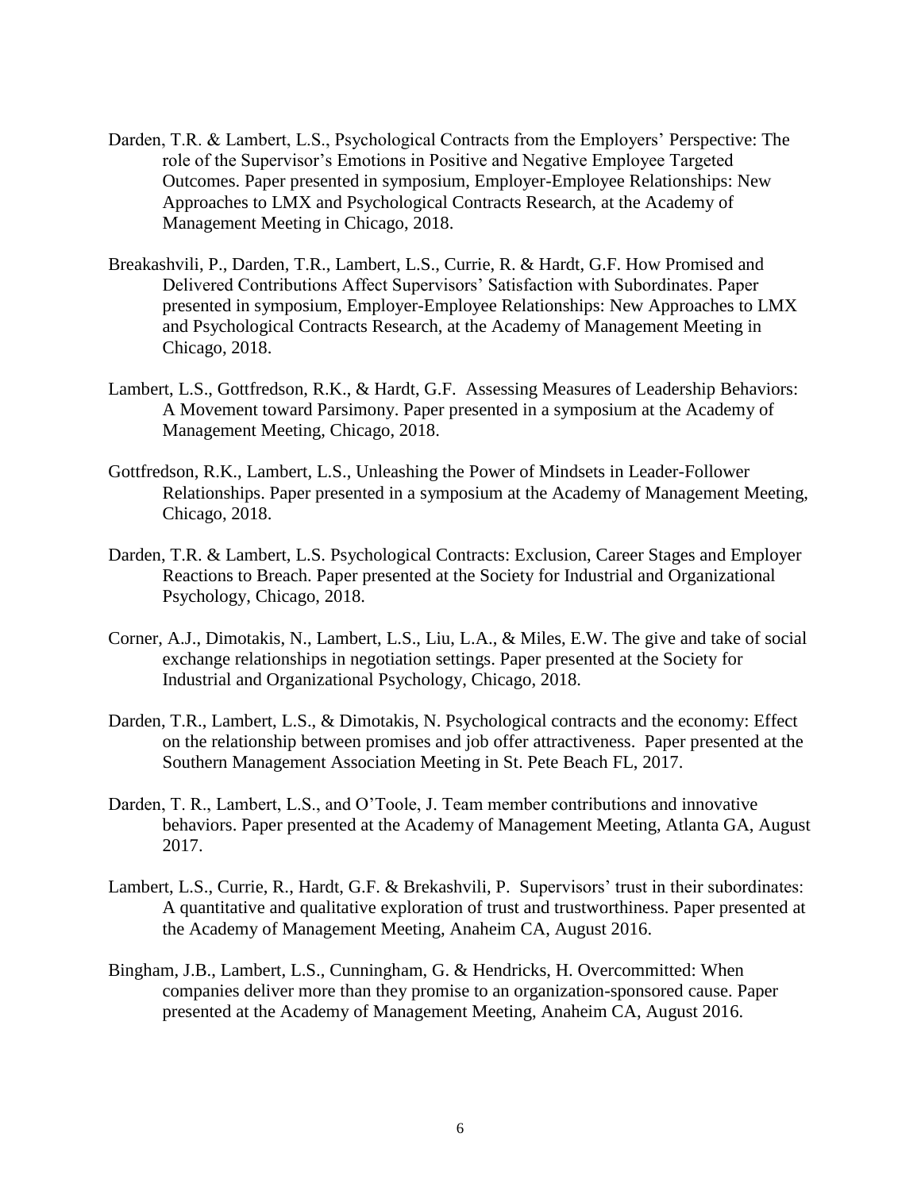Darden, T.R. & Lambert, L.S., Psychological Contracts from the Employers' Perspective: The role of the Supervisor's Emotions in Positive and Negative Employee Targeted Outcomes. Paper presented in symposium, Employer-Employee Relationships: New Approaches to LMX and Psychological Contracts Research, at the Academy of Management Meeting in Chicago, 2018.

Breakashvili, P., Darden, T.R., Lambert, L.S., Currie, R. & Hardt, G.F. How Promised and Delivered Contributions Affect Supervisors' Satisfaction with Subordinates. Paper presented in symposium, Employer-Employee Relationships: New Approaches to LMX and Psychological Contracts Research, at the Academy of Management Meeting in Chicago, 2018.

Lambert, L.S., Gottfredson, R.K., & Hardt, G.F. Assessing Measures of Leadership Behaviors: A Movement toward Parsimony. Paper presented in a symposium at the Academy of Management Meeting, Chicago, 2018.

Gottfredson, R.K., Lambert, L.S., Unleashing the Power of Mindsets in Leader-Follower Relationships. Paper presented in a symposium at the Academy of Management Meeting, Chicago, 2018.

Darden, T.R. & Lambert, L.S. Psychological Contracts: Exclusion, Career Stages and Employer Reactions to Breach. Paper presented at the Society for Industrial and Organizational Psychology, Chicago, 2018.

Corner, A.J., Dimotakis, N., Lambert, L.S., Liu, L.A., & Miles, E.W. The give and take of social exchange relationships in negotiation settings. Paper presented at the Society for Industrial and Organizational Psychology, Chicago, 2018.

Darden, T.R., Lambert, L.S., & Dimotakis, N. Psychological contracts and the economy: Effect on the relationship between promises and job offer attractiveness. Paper presented at the Southern Management Association Meeting in St. Pete Beach FL, 2017.

Darden, T. R., Lambert, L.S., and O'Toole, J. Team member contributions and innovative behaviors. Paper presented at the Academy of Management Meeting, Atlanta GA, August 2017.

Lambert, L.S., Currie, R., Hardt, G.F. & Brekashvili, P. Supervisors' trust in their subordinates: A quantitative and qualitative exploration of trust and trustworthiness. Paper presented at the Academy of Management Meeting, Anaheim CA, August 2016.

Bingham, J.B., Lambert, L.S., Cunningham, G. & Hendricks, H. Overcommitted: When companies deliver more than they promise to an organization-sponsored cause. Paper presented at the Academy of Management Meeting, Anaheim CA, August 2016.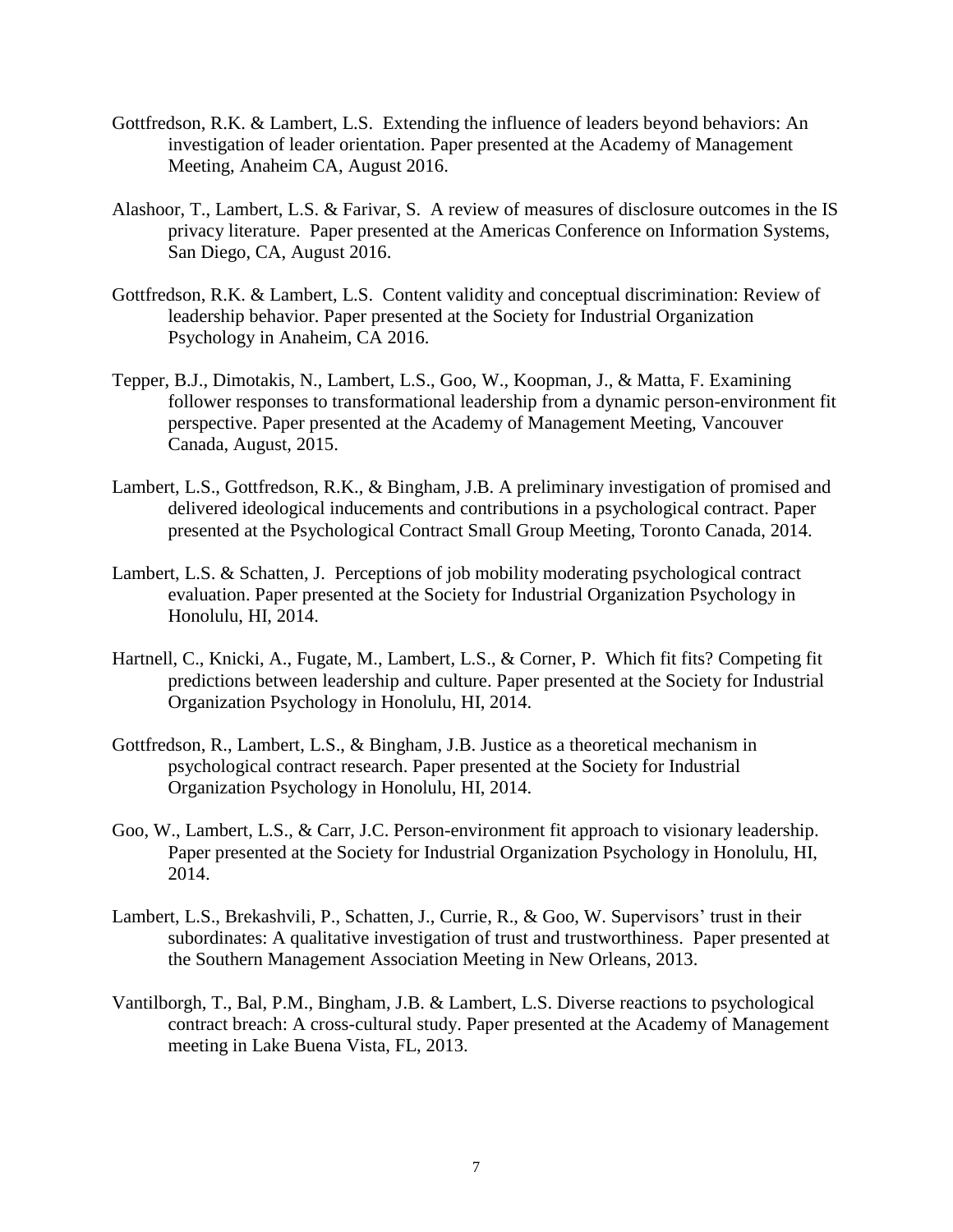Gottfredson, R.K. & Lambert, L.S. Extending the influence of leaders beyond behaviors: An investigation of leader orientation. Paper presented at the Academy of Management Meeting, Anaheim CA, August 2016.

Alashoor, T., Lambert, L.S. & Farivar, S. A review of measures of disclosure outcomes in the IS privacy literature. Paper presented at the Americas Conference on Information Systems, San Diego, CA, August 2016.

Gottfredson, R.K. & Lambert, L.S. Content validity and conceptual discrimination: Review of leadership behavior. Paper presented at the Society for Industrial Organization Psychology in Anaheim, CA 2016.

Tepper, B.J., Dimotakis, N., Lambert, L.S., Goo, W., Koopman, J., & Matta, F. Examining follower responses to transformational leadership from a dynamic person-environment fit perspective. Paper presented at the Academy of Management Meeting, Vancouver Canada, August, 2015.

Lambert, L.S., Gottfredson, R.K., & Bingham, J.B. A preliminary investigation of promised and delivered ideological inducements and contributions in a psychological contract. Paper presented at the Psychological Contract Small Group Meeting, Toronto Canada, 2014.

Lambert, L.S. & Schatten, J. Perceptions of job mobility moderating psychological contract evaluation. Paper presented at the Society for Industrial Organization Psychology in Honolulu, HI, 2014.

Hartnell, C., Knicki, A., Fugate, M., Lambert, L.S., & Corner, P. Which fit fits? Competing fit predictions between leadership and culture. Paper presented at the Society for Industrial Organization Psychology in Honolulu, HI, 2014.

Gottfredson, R., Lambert, L.S., & Bingham, J.B. Justice as a theoretical mechanism in psychological contract research. Paper presented at the Society for Industrial Organization Psychology in Honolulu, HI, 2014.

Goo, W., Lambert, L.S., & Carr, J.C. Person-environment fit approach to visionary leadership. Paper presented at the Society for Industrial Organization Psychology in Honolulu, HI, 2014.

Lambert, L.S., Brekashvili, P., Schatten, J., Currie, R., & Goo, W. Supervisors' trust in their subordinates: A qualitative investigation of trust and trustworthiness. Paper presented at the Southern Management Association Meeting in New Orleans, 2013.

Vantilborgh, T., Bal, P.M., Bingham, J.B. & Lambert, L.S. Diverse reactions to psychological contract breach: A cross-cultural study. Paper presented at the Academy of Management meeting in Lake Buena Vista, FL, 2013.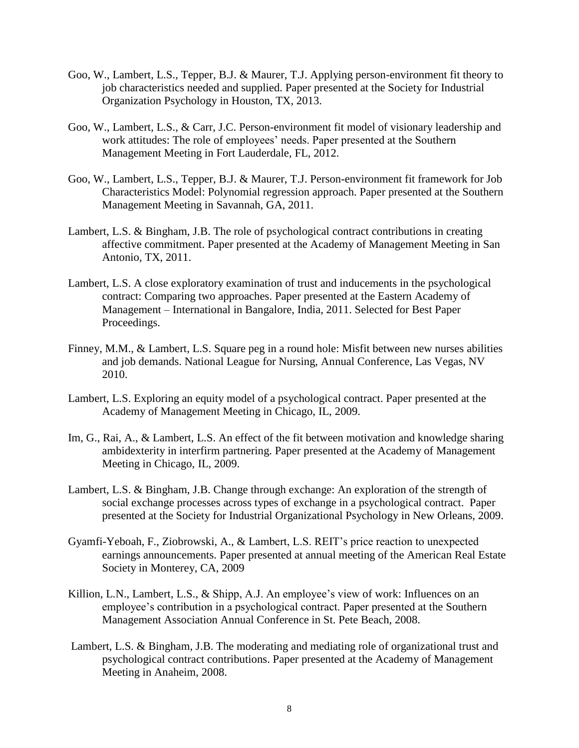Goo, W., Lambert, L.S., Tepper, B.J. & Maurer, T.J. Applying person-environment fit theory to job characteristics needed and supplied. Paper presented at the Society for Industrial Organization Psychology in Houston, TX, 2013.

Goo, W., Lambert, L.S., & Carr, J.C. Person-environment fit model of visionary leadership and work attitudes: The role of employees' needs. Paper presented at the Southern Management Meeting in Fort Lauderdale, FL, 2012.

Goo, W., Lambert, L.S., Tepper, B.J. & Maurer, T.J. Person-environment fit framework for Job Characteristics Model: Polynomial regression approach. Paper presented at the Southern Management Meeting in Savannah, GA, 2011.

Lambert, L.S. & Bingham, J.B. The role of psychological contract contributions in creating affective commitment. Paper presented at the Academy of Management Meeting in San Antonio, TX, 2011.

Lambert, L.S. A close exploratory examination of trust and inducements in the psychological contract: Comparing two approaches. Paper presented at the Eastern Academy of Management – International in Bangalore, India, 2011. Selected for Best Paper Proceedings.

Finney, M.M., & Lambert, L.S. Square peg in a round hole: Misfit between new nurses abilities and job demands. National League for Nursing, Annual Conference, Las Vegas, NV 2010.

Lambert, L.S. Exploring an equity model of a psychological contract. Paper presented at the Academy of Management Meeting in Chicago, IL, 2009.

Im, G., Rai, A., & Lambert, L.S. An effect of the fit between motivation and knowledge sharing ambidexterity in interfirm partnering. Paper presented at the Academy of Management Meeting in Chicago, IL, 2009.

Lambert, L.S. & Bingham, J.B. Change through exchange: An exploration of the strength of social exchange processes across types of exchange in a psychological contract. Paper presented at the Society for Industrial Organizational Psychology in New Orleans, 2009.

Gyamfi-Yeboah, F., Ziobrowski, A., & Lambert, L.S. REIT's price reaction to unexpected earnings announcements. Paper presented at annual meeting of the American Real Estate Society in Monterey, CA, 2009

Killion, L.N., Lambert, L.S., & Shipp, A.J. An employee's view of work: Influences on an employee's contribution in a psychological contract. Paper presented at the Southern Management Association Annual Conference in St. Pete Beach, 2008.

Lambert, L.S. & Bingham, J.B. The moderating and mediating role of organizational trust and psychological contract contributions. Paper presented at the Academy of Management Meeting in Anaheim, 2008.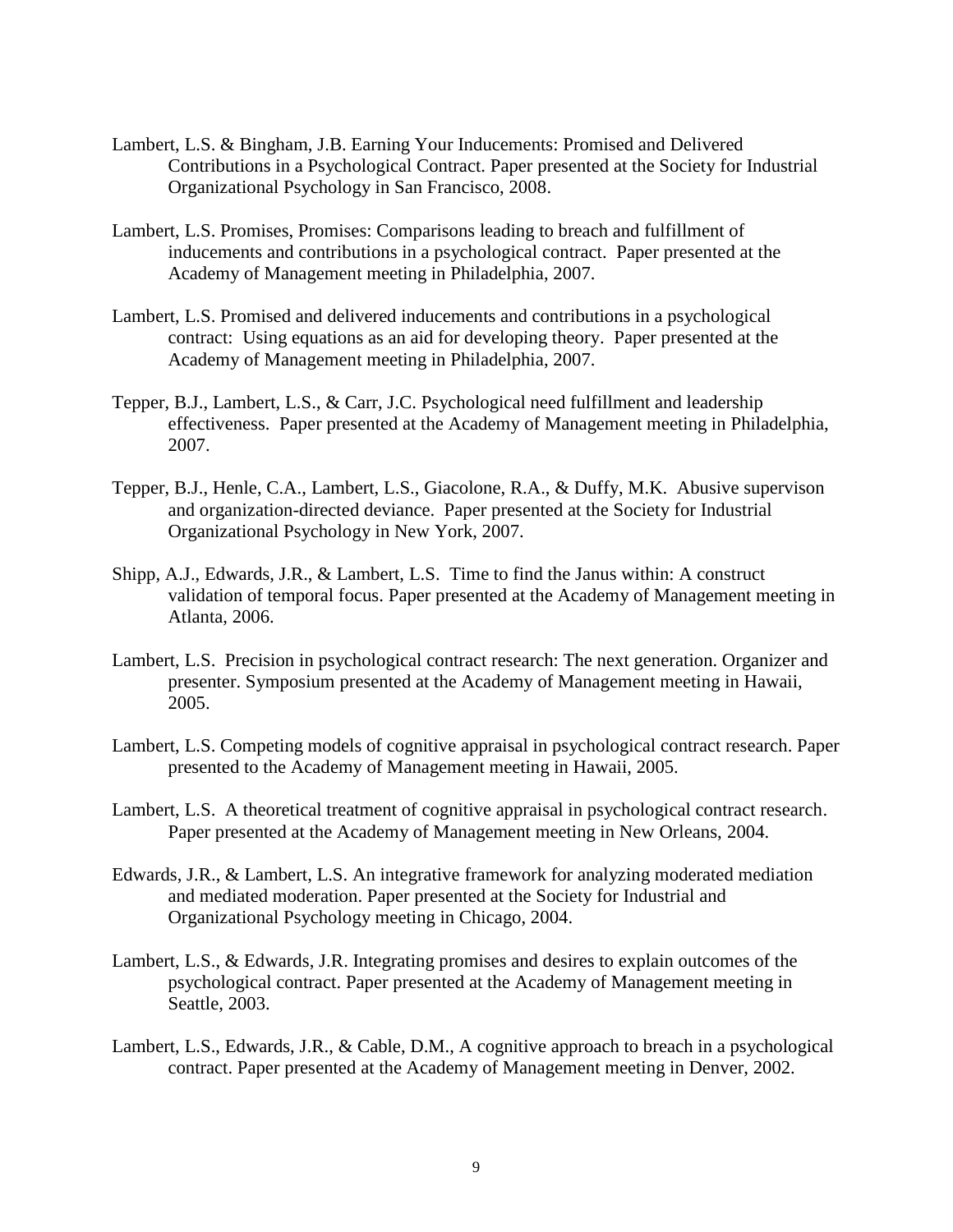Lambert, L.S. & Bingham, J.B. Earning Your Inducements: Promised and Delivered Contributions in a Psychological Contract. Paper presented at the Society for Industrial Organizational Psychology in San Francisco, 2008.

Lambert, L.S. Promises, Promises: Comparisons leading to breach and fulfillment of inducements and contributions in a psychological contract. Paper presented at the Academy of Management meeting in Philadelphia, 2007.

Lambert, L.S. Promised and delivered inducements and contributions in a psychological contract: Using equations as an aid for developing theory. Paper presented at the Academy of Management meeting in Philadelphia, 2007.

Tepper, B.J., Lambert, L.S., & Carr, J.C. Psychological need fulfillment and leadership effectiveness. Paper presented at the Academy of Management meeting in Philadelphia, 2007.

Tepper, B.J., Henle, C.A., Lambert, L.S., Giacolone, R.A., & Duffy, M.K. Abusive supervison and organization-directed deviance. Paper presented at the Society for Industrial Organizational Psychology in New York, 2007.

Shipp, A.J., Edwards, J.R., & Lambert, L.S. Time to find the Janus within: A construct validation of temporal focus. Paper presented at the Academy of Management meeting in Atlanta, 2006.

Lambert, L.S. Precision in psychological contract research: The next generation. Organizer and presenter. Symposium presented at the Academy of Management meeting in Hawaii, 2005.

Lambert, L.S. Competing models of cognitive appraisal in psychological contract research. Paper presented to the Academy of Management meeting in Hawaii, 2005.

Lambert, L.S. A theoretical treatment of cognitive appraisal in psychological contract research. Paper presented at the Academy of Management meeting in New Orleans, 2004.

Edwards, J.R., & Lambert, L.S. An integrative framework for analyzing moderated mediation and mediated moderation. Paper presented at the Society for Industrial and Organizational Psychology meeting in Chicago, 2004.

Lambert, L.S., & Edwards, J.R. Integrating promises and desires to explain outcomes of the psychological contract. Paper presented at the Academy of Management meeting in Seattle, 2003.

Lambert, L.S., Edwards, J.R., & Cable, D.M., A cognitive approach to breach in a psychological contract. Paper presented at the Academy of Management meeting in Denver, 2002.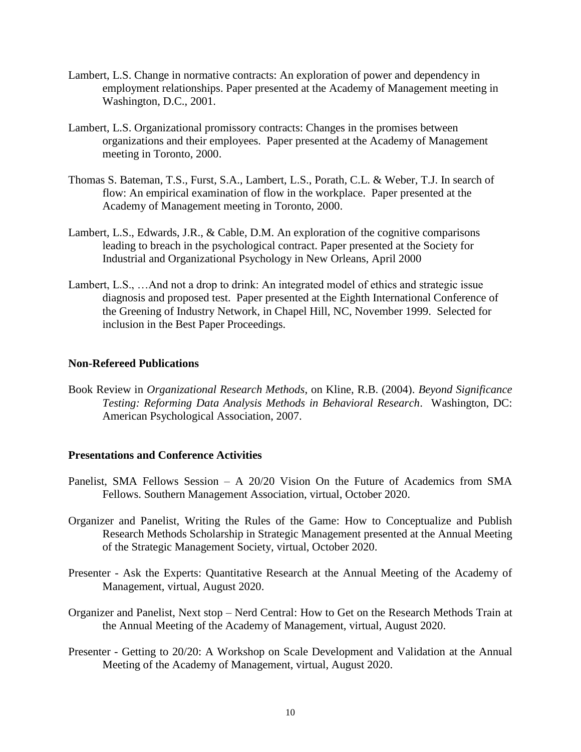Lambert, L.S. Change in normative contracts: An exploration of power and dependency in employment relationships. Paper presented at the Academy of Management meeting in Washington, D.C., 2001.

Lambert, L.S. Organizational promissory contracts: Changes in the promises between organizations and their employees. Paper presented at the Academy of Management meeting in Toronto, 2000.

Thomas S. Bateman, T.S., Furst, S.A., Lambert, L.S., Porath, C.L. & Weber, T.J. In search of flow: An empirical examination of flow in the workplace. Paper presented at the Academy of Management meeting in Toronto, 2000.

Lambert, L.S., Edwards, J.R., & Cable, D.M. An exploration of the cognitive comparisons leading to breach in the psychological contract. Paper presented at the Society for Industrial and Organizational Psychology in New Orleans, April 2000

Lambert, L.S., …And not a drop to drink: An integrated model of ethics and strategic issue diagnosis and proposed test. Paper presented at the Eighth International Conference of the Greening of Industry Network, in Chapel Hill, NC, November 1999. Selected for inclusion in the Best Paper Proceedings.

### Non-Refereed Publications

Book Review in *Organizational Research Methods,* on Kline, R.B. (2004). *Beyond Significance Testing: Reforming Data Analysis Methods in Behavioral Research*. Washington, DC: American Psychological Association, 2007.

### Presentations and Conference Activities

Panelist, SMA Fellows Session – A 20/20 Vision On the Future of Academics from SMA Fellows. Southern Management Association, virtual, October 2020.

Organizer and Panelist, Writing the Rules of the Game: How to Conceptualize and Publish Research Methods Scholarship in Strategic Management presented at the Annual Meeting of the Strategic Management Society, virtual, October 2020.

Presenter - Ask the Experts: Quantitative Research at the Annual Meeting of the Academy of Management, virtual, August 2020.

Organizer and Panelist, Next stop – Nerd Central: How to Get on the Research Methods Train at the Annual Meeting of the Academy of Management, virtual, August 2020.

Presenter - Getting to 20/20: A Workshop on Scale Development and Validation at the Annual Meeting of the Academy of Management, virtual, August 2020.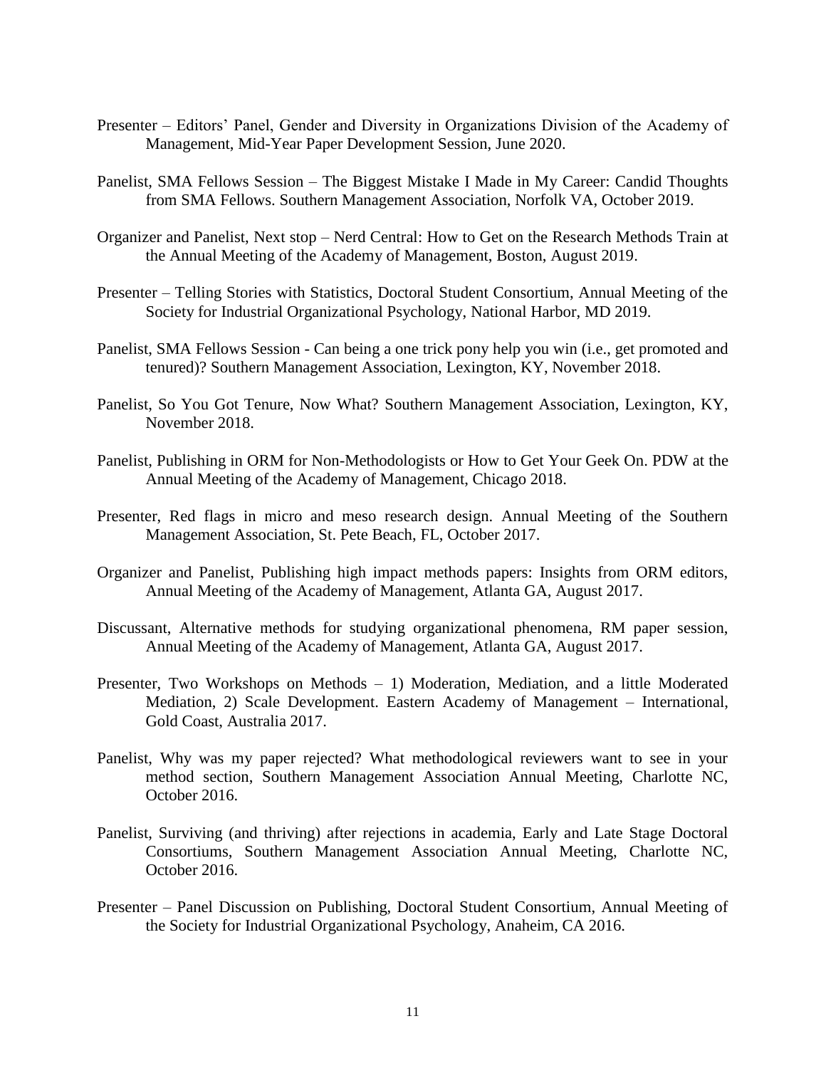Presenter – Editors' Panel, Gender and Diversity in Organizations Division of the Academy of Management, Mid-Year Paper Development Session, June 2020.

Panelist, SMA Fellows Session – The Biggest Mistake I Made in My Career: Candid Thoughts from SMA Fellows. Southern Management Association, Norfolk VA, October 2019.

Organizer and Panelist, Next stop – Nerd Central: How to Get on the Research Methods Train at the Annual Meeting of the Academy of Management, Boston, August 2019.

Presenter – Telling Stories with Statistics, Doctoral Student Consortium, Annual Meeting of the Society for Industrial Organizational Psychology, National Harbor, MD 2019.

Panelist, SMA Fellows Session - Can being a one trick pony help you win (i.e., get promoted and tenured)? Southern Management Association, Lexington, KY, November 2018.

Panelist, So You Got Tenure, Now What? Southern Management Association, Lexington, KY, November 2018.

Panelist, Publishing in ORM for Non-Methodologists or How to Get Your Geek On. PDW at the Annual Meeting of the Academy of Management, Chicago 2018.

Presenter, Red flags in micro and meso research design. Annual Meeting of the Southern Management Association, St. Pete Beach, FL, October 2017.

Organizer and Panelist, Publishing high impact methods papers: Insights from ORM editors, Annual Meeting of the Academy of Management, Atlanta GA, August 2017.

Discussant, Alternative methods for studying organizational phenomena, RM paper session, Annual Meeting of the Academy of Management, Atlanta GA, August 2017.

Presenter, Two Workshops on Methods – 1) Moderation, Mediation, and a little Moderated Mediation, 2) Scale Development. Eastern Academy of Management – International, Gold Coast, Australia 2017.

Panelist, Why was my paper rejected? What methodological reviewers want to see in your method section, Southern Management Association Annual Meeting, Charlotte NC, October 2016.

Panelist, Surviving (and thriving) after rejections in academia, Early and Late Stage Doctoral Consortiums, Southern Management Association Annual Meeting, Charlotte NC, October 2016.

Presenter – Panel Discussion on Publishing, Doctoral Student Consortium, Annual Meeting of the Society for Industrial Organizational Psychology, Anaheim, CA 2016.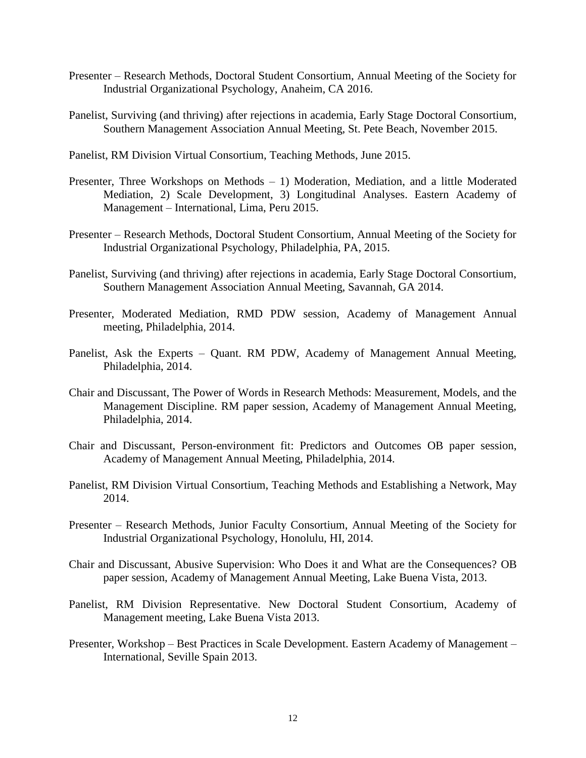Presenter – Research Methods, Doctoral Student Consortium, Annual Meeting of the Society for Industrial Organizational Psychology, Anaheim, CA 2016.

Panelist, Surviving (and thriving) after rejections in academia, Early Stage Doctoral Consortium, Southern Management Association Annual Meeting, St. Pete Beach, November 2015.

Panelist, RM Division Virtual Consortium, Teaching Methods, June 2015.

Presenter, Three Workshops on Methods – 1) Moderation, Mediation, and a little Moderated Mediation, 2) Scale Development, 3) Longitudinal Analyses. Eastern Academy of Management – International, Lima, Peru 2015.

Presenter – Research Methods, Doctoral Student Consortium, Annual Meeting of the Society for Industrial Organizational Psychology, Philadelphia, PA, 2015.

Panelist, Surviving (and thriving) after rejections in academia, Early Stage Doctoral Consortium, Southern Management Association Annual Meeting, Savannah, GA 2014.

Presenter, Moderated Mediation, RMD PDW session, Academy of Management Annual meeting, Philadelphia, 2014.

Panelist, Ask the Experts – Quant. RM PDW, Academy of Management Annual Meeting, Philadelphia, 2014.

Chair and Discussant, The Power of Words in Research Methods: Measurement, Models, and the Management Discipline. RM paper session, Academy of Management Annual Meeting, Philadelphia, 2014.

Chair and Discussant, Person-environment fit: Predictors and Outcomes OB paper session, Academy of Management Annual Meeting, Philadelphia, 2014.

Panelist, RM Division Virtual Consortium, Teaching Methods and Establishing a Network, May 2014.

Presenter – Research Methods, Junior Faculty Consortium, Annual Meeting of the Society for Industrial Organizational Psychology, Honolulu, HI, 2014.

Chair and Discussant, Abusive Supervision: Who Does it and What are the Consequences? OB paper session, Academy of Management Annual Meeting, Lake Buena Vista, 2013.

Panelist, RM Division Representative. New Doctoral Student Consortium, Academy of Management meeting, Lake Buena Vista 2013.

Presenter, Workshop – Best Practices in Scale Development. Eastern Academy of Management – International, Seville Spain 2013.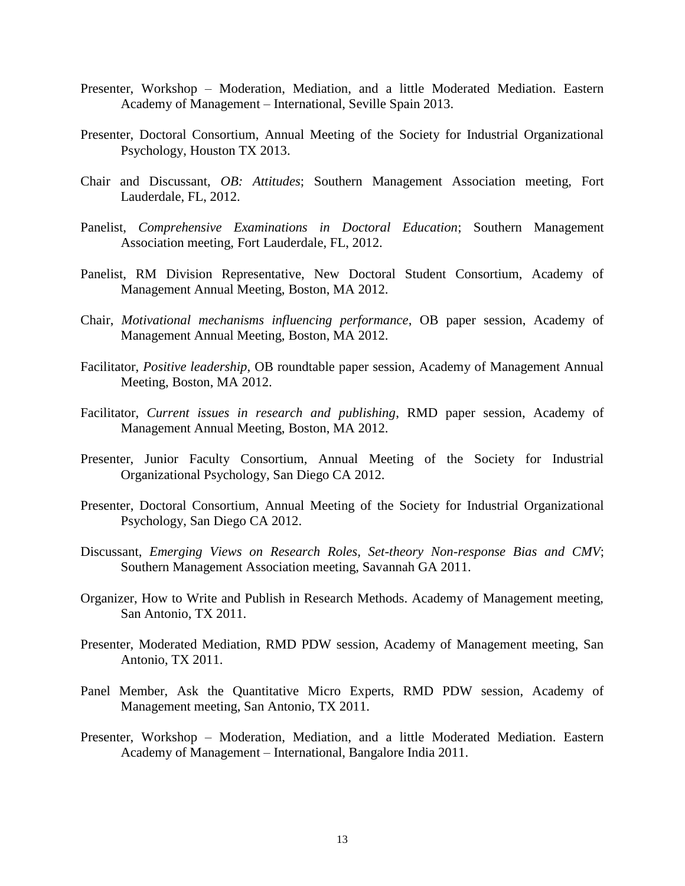Presenter, Workshop – Moderation, Mediation, and a little Moderated Mediation. Eastern Academy of Management – International, Seville Spain 2013.

Presenter, Doctoral Consortium, Annual Meeting of the Society for Industrial Organizational Psychology, Houston TX 2013.

Chair and Discussant, *OB: Attitudes*; Southern Management Association meeting, Fort Lauderdale, FL, 2012.

Panelist, *Comprehensive Examinations in Doctoral Education*; Southern Management Association meeting, Fort Lauderdale, FL, 2012.

Panelist, RM Division Representative, New Doctoral Student Consortium, Academy of Management Annual Meeting, Boston, MA 2012.

Chair, *Motivational mechanisms influencing performance*, OB paper session, Academy of Management Annual Meeting, Boston, MA 2012.

Facilitator, *Positive leadership*, OB roundtable paper session, Academy of Management Annual Meeting, Boston, MA 2012.

Facilitator, *Current issues in research and publishing*, RMD paper session, Academy of Management Annual Meeting, Boston, MA 2012.

Presenter, Junior Faculty Consortium, Annual Meeting of the Society for Industrial Organizational Psychology, San Diego CA 2012.

Presenter, Doctoral Consortium, Annual Meeting of the Society for Industrial Organizational Psychology, San Diego CA 2012.

Discussant, *Emerging Views on Research Roles, Set-theory Non-response Bias and CMV*; Southern Management Association meeting, Savannah GA 2011.

Organizer, How to Write and Publish in Research Methods. Academy of Management meeting, San Antonio, TX 2011.

Presenter, Moderated Mediation, RMD PDW session, Academy of Management meeting, San Antonio, TX 2011.

Panel Member, Ask the Quantitative Micro Experts, RMD PDW session, Academy of Management meeting, San Antonio, TX 2011.

Presenter, Workshop – Moderation, Mediation, and a little Moderated Mediation. Eastern Academy of Management – International, Bangalore India 2011.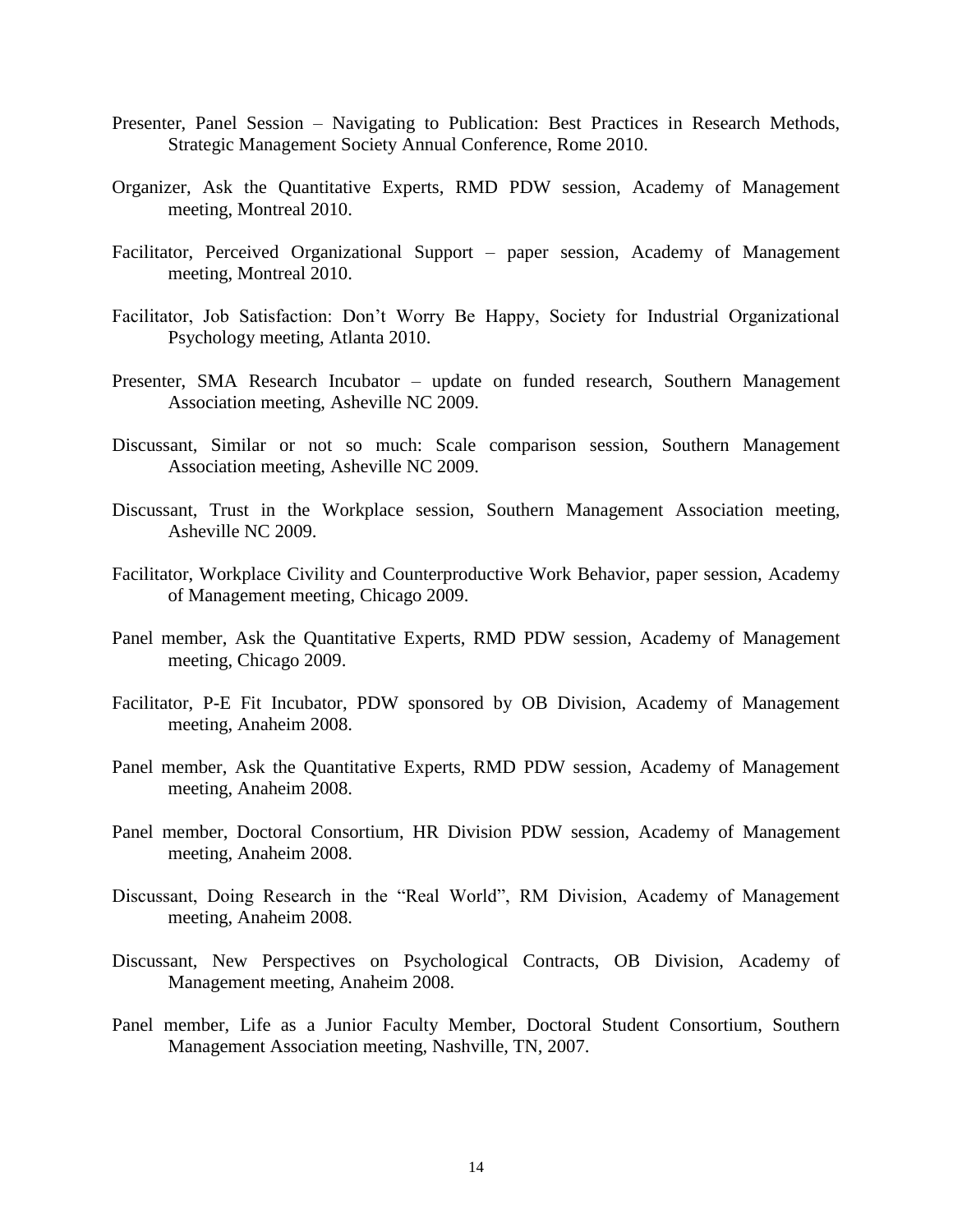Presenter, Panel Session – Navigating to Publication: Best Practices in Research Methods, Strategic Management Society Annual Conference, Rome 2010.

Organizer, Ask the Quantitative Experts, RMD PDW session, Academy of Management meeting, Montreal 2010.

Facilitator, Perceived Organizational Support – paper session, Academy of Management meeting, Montreal 2010.

Facilitator, Job Satisfaction: Don't Worry Be Happy, Society for Industrial Organizational Psychology meeting, Atlanta 2010.

Presenter, SMA Research Incubator – update on funded research, Southern Management Association meeting, Asheville NC 2009.

Discussant, Similar or not so much: Scale comparison session, Southern Management Association meeting, Asheville NC 2009.

Discussant, Trust in the Workplace session, Southern Management Association meeting, Asheville NC 2009.

Facilitator, Workplace Civility and Counterproductive Work Behavior, paper session, Academy of Management meeting, Chicago 2009.

Panel member, Ask the Quantitative Experts, RMD PDW session, Academy of Management meeting, Chicago 2009.

Facilitator, P-E Fit Incubator, PDW sponsored by OB Division, Academy of Management meeting, Anaheim 2008.

Panel member, Ask the Quantitative Experts, RMD PDW session, Academy of Management meeting, Anaheim 2008.

Panel member, Doctoral Consortium, HR Division PDW session, Academy of Management meeting, Anaheim 2008.

Discussant, Doing Research in the "Real World", RM Division, Academy of Management meeting, Anaheim 2008.

Discussant, New Perspectives on Psychological Contracts, OB Division, Academy of Management meeting, Anaheim 2008.

Panel member, Life as a Junior Faculty Member, Doctoral Student Consortium, Southern Management Association meeting, Nashville, TN, 2007.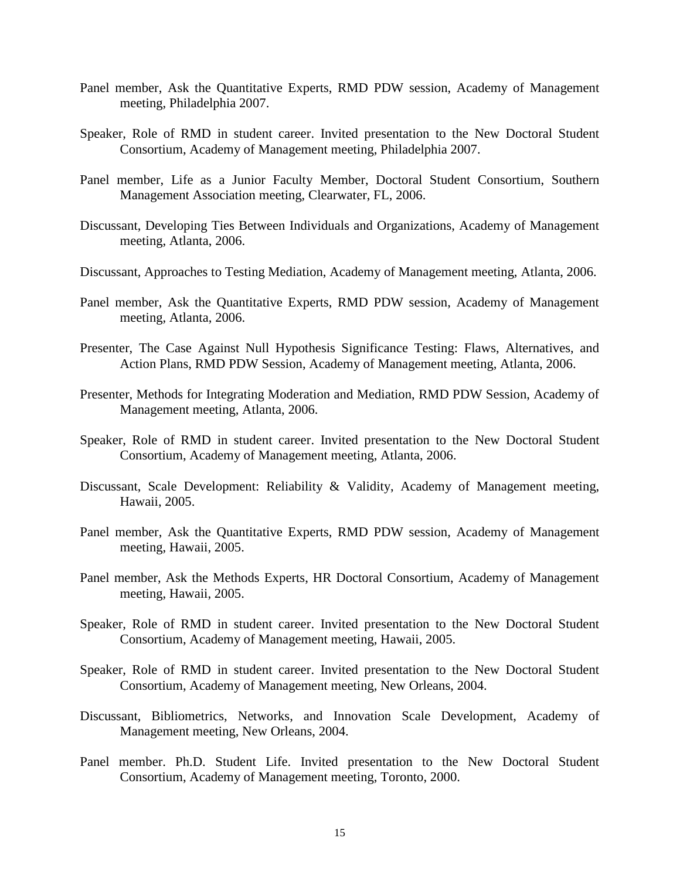Panel member, Ask the Quantitative Experts, RMD PDW session, Academy of Management meeting, Philadelphia 2007.

Speaker, Role of RMD in student career. Invited presentation to the New Doctoral Student Consortium, Academy of Management meeting, Philadelphia 2007.

Panel member, Life as a Junior Faculty Member, Doctoral Student Consortium, Southern Management Association meeting, Clearwater, FL, 2006.

Discussant, Developing Ties Between Individuals and Organizations, Academy of Management meeting, Atlanta, 2006.

Discussant, Approaches to Testing Mediation, Academy of Management meeting, Atlanta, 2006.

Panel member, Ask the Quantitative Experts, RMD PDW session, Academy of Management meeting, Atlanta, 2006.

Presenter, The Case Against Null Hypothesis Significance Testing: Flaws, Alternatives, and Action Plans, RMD PDW Session, Academy of Management meeting, Atlanta, 2006.

Presenter, Methods for Integrating Moderation and Mediation, RMD PDW Session, Academy of Management meeting, Atlanta, 2006.

Speaker, Role of RMD in student career. Invited presentation to the New Doctoral Student Consortium, Academy of Management meeting, Atlanta, 2006.

Discussant, Scale Development: Reliability & Validity, Academy of Management meeting, Hawaii, 2005.

Panel member, Ask the Quantitative Experts, RMD PDW session, Academy of Management meeting, Hawaii, 2005.

Panel member, Ask the Methods Experts, HR Doctoral Consortium, Academy of Management meeting, Hawaii, 2005.

Speaker, Role of RMD in student career. Invited presentation to the New Doctoral Student Consortium, Academy of Management meeting, Hawaii, 2005.

Speaker, Role of RMD in student career. Invited presentation to the New Doctoral Student Consortium, Academy of Management meeting, New Orleans, 2004.

Discussant, Bibliometrics, Networks, and Innovation Scale Development, Academy of Management meeting, New Orleans, 2004.

Panel member. Ph.D. Student Life. Invited presentation to the New Doctoral Student Consortium, Academy of Management meeting, Toronto, 2000.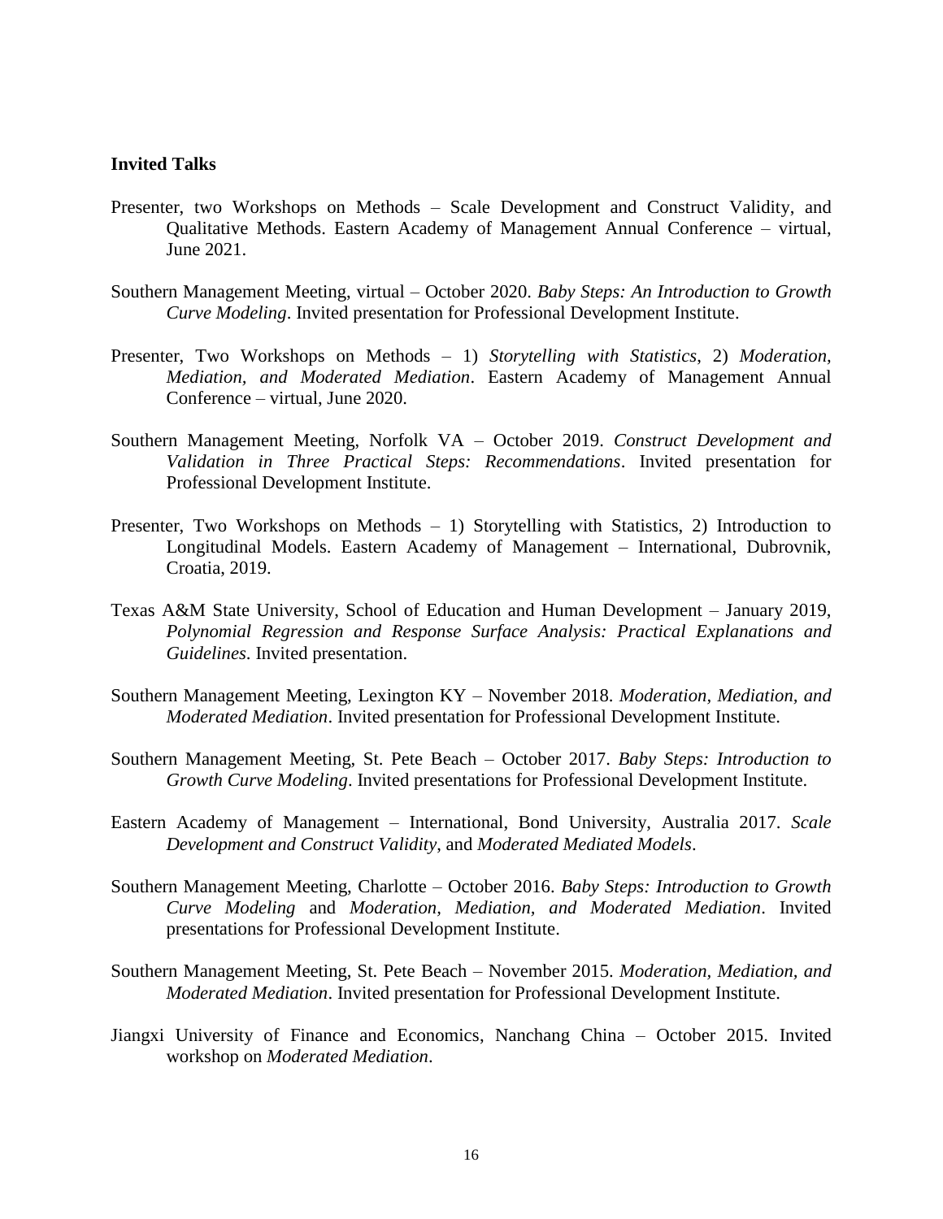**Invited Talks**

Presenter, two Workshops on Methods – Scale Development and Construct Validity, and Qualitative Methods. Eastern Academy of Management Annual Conference – virtual, June 2021.

Southern Management Meeting, virtual – October 2020. *Baby Steps: An Introduction to Growth Curve Modeling*. Invited presentation for Professional Development Institute.

Presenter, Two Workshops on Methods – 1) *Storytelling with Statistics*, 2) *Moderation, Mediation, and Moderated Mediation*. Eastern Academy of Management Annual Conference – virtual, June 2020.

Southern Management Meeting, Norfolk VA – October 2019. *Construct Development and Validation in Three Practical Steps: Recommendations*. Invited presentation for Professional Development Institute.

Presenter, Two Workshops on Methods – 1) Storytelling with Statistics, 2) Introduction to Longitudinal Models. Eastern Academy of Management – International, Dubrovnik, Croatia, 2019.

Texas A&M State University, School of Education and Human Development – January 2019, *Polynomial Regression and Response Surface Analysis: Practical Explanations and Guidelines*. Invited presentation.

Southern Management Meeting, Lexington KY – November 2018. *Moderation, Mediation, and Moderated Mediation*. Invited presentation for Professional Development Institute.

Southern Management Meeting, St. Pete Beach – October 2017. *Baby Steps: Introduction to Growth Curve Modeling*. Invited presentations for Professional Development Institute.

Eastern Academy of Management – International, Bond University, Australia 2017. *Scale Development and Construct Validity*, and *Moderated Mediated Models*.

Southern Management Meeting, Charlotte – October 2016. *Baby Steps: Introduction to Growth Curve Modeling* and *Moderation, Mediation, and Moderated Mediation*. Invited presentations for Professional Development Institute.

Southern Management Meeting, St. Pete Beach – November 2015. *Moderation, Mediation, and Moderated Mediation*. Invited presentation for Professional Development Institute.

Jiangxi University of Finance and Economics, Nanchang China – October 2015. Invited workshop on *Moderated Mediation*.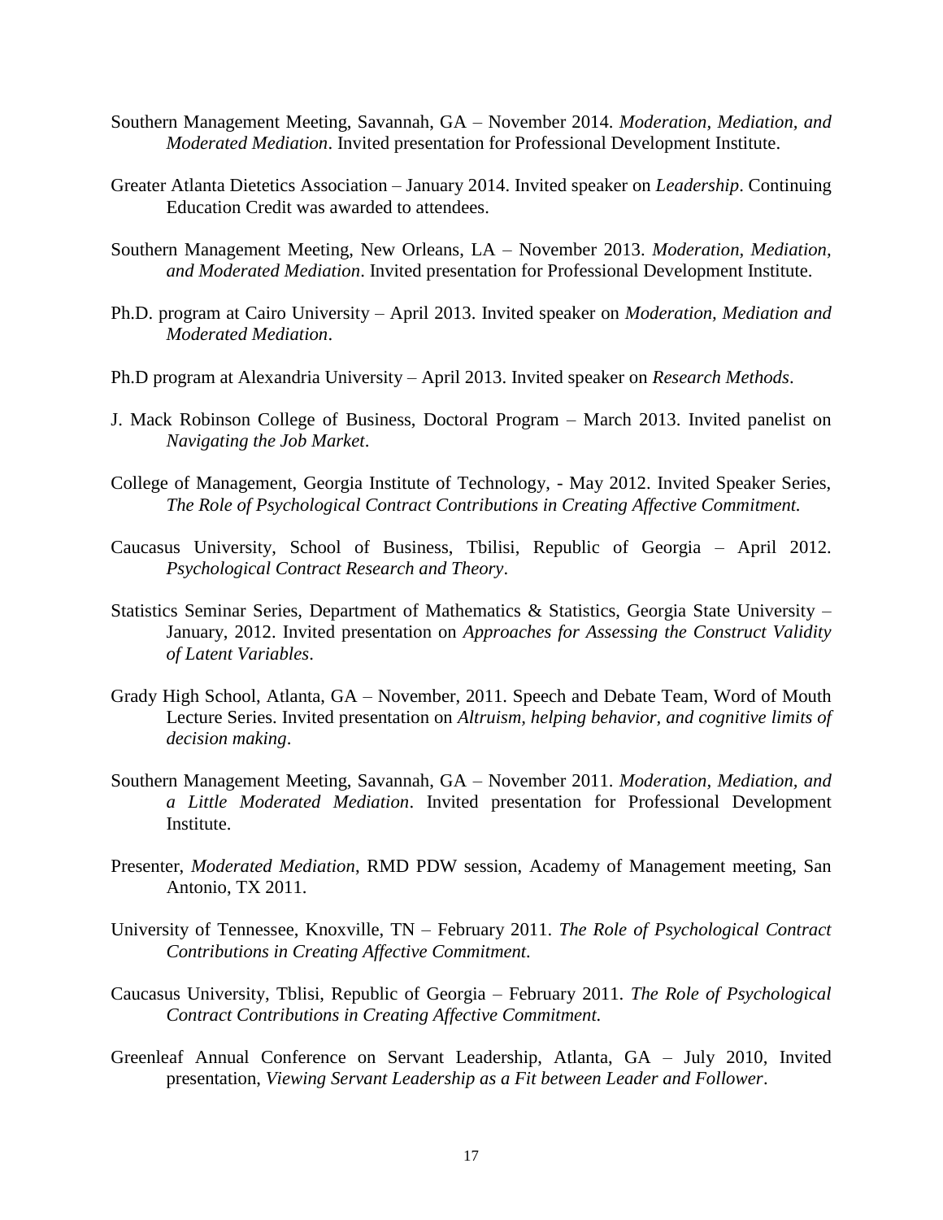Southern Management Meeting, Savannah, GA – November 2014. *Moderation, Mediation, and Moderated Mediation*. Invited presentation for Professional Development Institute.

Greater Atlanta Dietetics Association – January 2014. Invited speaker on *Leadership*. Continuing Education Credit was awarded to attendees.

Southern Management Meeting, New Orleans, LA – November 2013. *Moderation, Mediation, and Moderated Mediation*. Invited presentation for Professional Development Institute.

Ph.D. program at Cairo University – April 2013. Invited speaker on *Moderation, Mediation and Moderated Mediation*.

Ph.D program at Alexandria University – April 2013. Invited speaker on *Research Methods*.

J. Mack Robinson College of Business, Doctoral Program – March 2013. Invited panelist on *Navigating the Job Market*.

College of Management, Georgia Institute of Technology, - May 2012. Invited Speaker Series, *The Role of Psychological Contract Contributions in Creating Affective Commitment.*

Caucasus University, School of Business, Tbilisi, Republic of Georgia – April 2012. *Psychological Contract Research and Theory*.

Statistics Seminar Series, Department of Mathematics & Statistics, Georgia State University – January, 2012. Invited presentation on *Approaches for Assessing the Construct Validity of Latent Variables*.

Grady High School, Atlanta, GA – November, 2011. Speech and Debate Team, Word of Mouth Lecture Series. Invited presentation on *Altruism, helping behavior, and cognitive limits of decision making*.

Southern Management Meeting, Savannah, GA – November 2011. *Moderation, Mediation, and a Little Moderated Mediation*. Invited presentation for Professional Development Institute.

Presenter, *Moderated Mediation*, RMD PDW session, Academy of Management meeting, San Antonio, TX 2011.

University of Tennessee, Knoxville, TN – February 2011. *The Role of Psychological Contract Contributions in Creating Affective Commitment.*

Caucasus University, Tblisi, Republic of Georgia – February 2011. *The Role of Psychological Contract Contributions in Creating Affective Commitment.*

Greenleaf Annual Conference on Servant Leadership, Atlanta, GA – July 2010, Invited presentation, *Viewing Servant Leadership as a Fit between Leader and Follower*.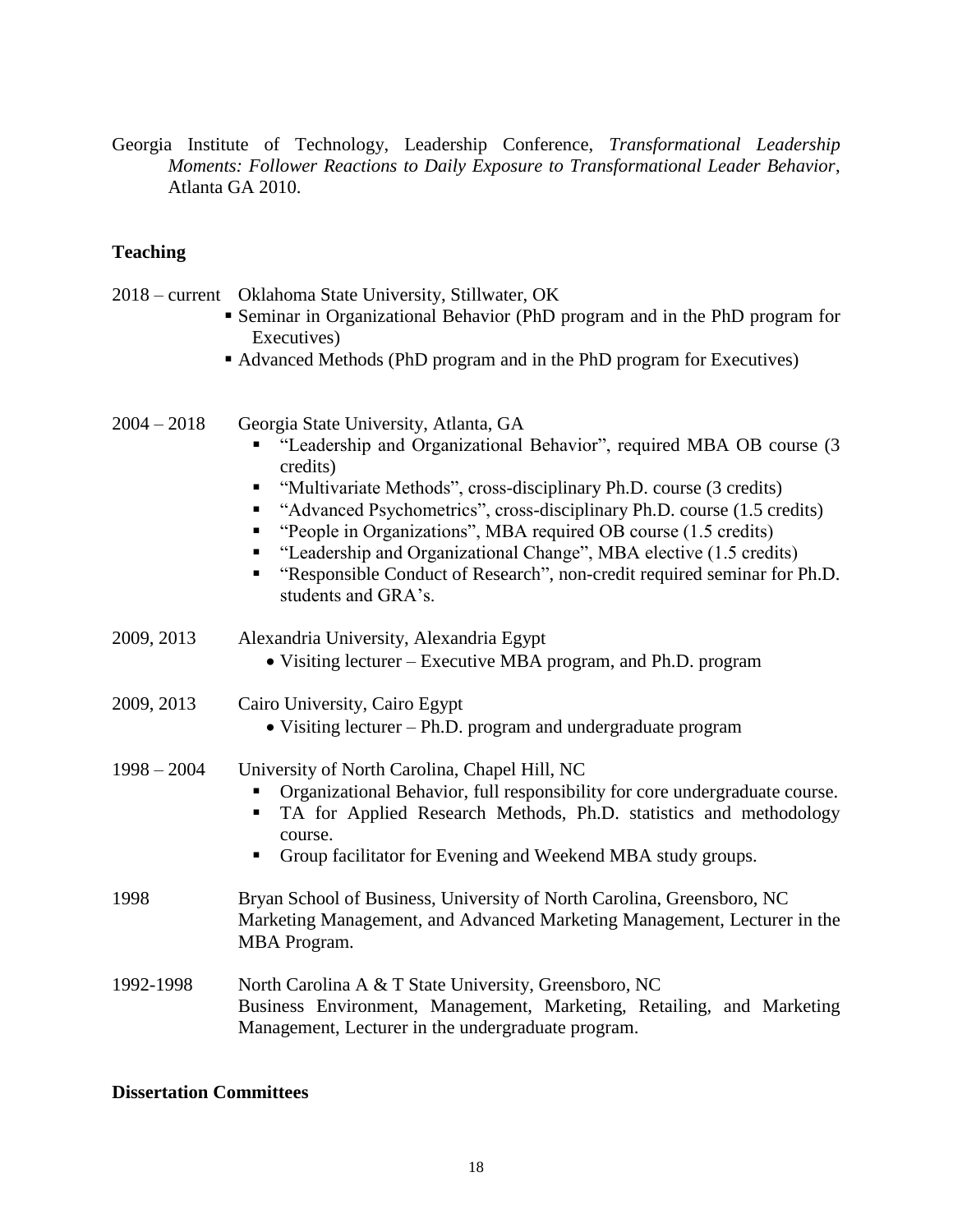Georgia Institute of Technology, Leadership Conference, *Transformational Leadership Moments: Follower Reactions to Daily Exposure to Transformational Leader Behavior*, Atlanta GA 2010.

## Teaching

2018 – current Oklahoma State University, Stillwater, OK

- Seminar in Organizational Behavior (PhD program and in the PhD program for Executives)
- Advanced Methods (PhD program and in the PhD program for Executives)

2004 – 2018 Georgia State University, Atlanta, GA

- "Leadership and Organizational Behavior", required MBA OB course (3 credits)
- "Multivariate Methods", cross-disciplinary Ph.D. course (3 credits)
- "Advanced Psychometrics", cross-disciplinary Ph.D. course (1.5 credits)
- "People in Organizations", MBA required OB course (1.5 credits)
- "Leadership and Organizational Change", MBA elective (1.5 credits)
- "Responsible Conduct of Research", non-credit required seminar for Ph.D. students and GRA's.

2009, 2013 Alexandria University, Alexandria Egypt

- Visiting lecturer – Executive MBA program, and Ph.D. program

2009, 2013 Cairo University, Cairo Egypt

- Visiting lecturer – Ph.D. program and undergraduate program

1998 – 2004 University of North Carolina, Chapel Hill, NC

- Organizational Behavior, full responsibility for core undergraduate course.
- TA for Applied Research Methods, Ph.D. statistics and methodology course.
- Group facilitator for Evening and Weekend MBA study groups.

1998 Bryan School of Business, University of North Carolina, Greensboro, NC
Marketing Management, and Advanced Marketing Management, Lecturer in the MBA Program.

1992-1998 North Carolina A & T State University, Greensboro, NC
Business Environment, Management, Marketing, Retailing, and Marketing Management, Lecturer in the undergraduate program.

## Dissertation Committees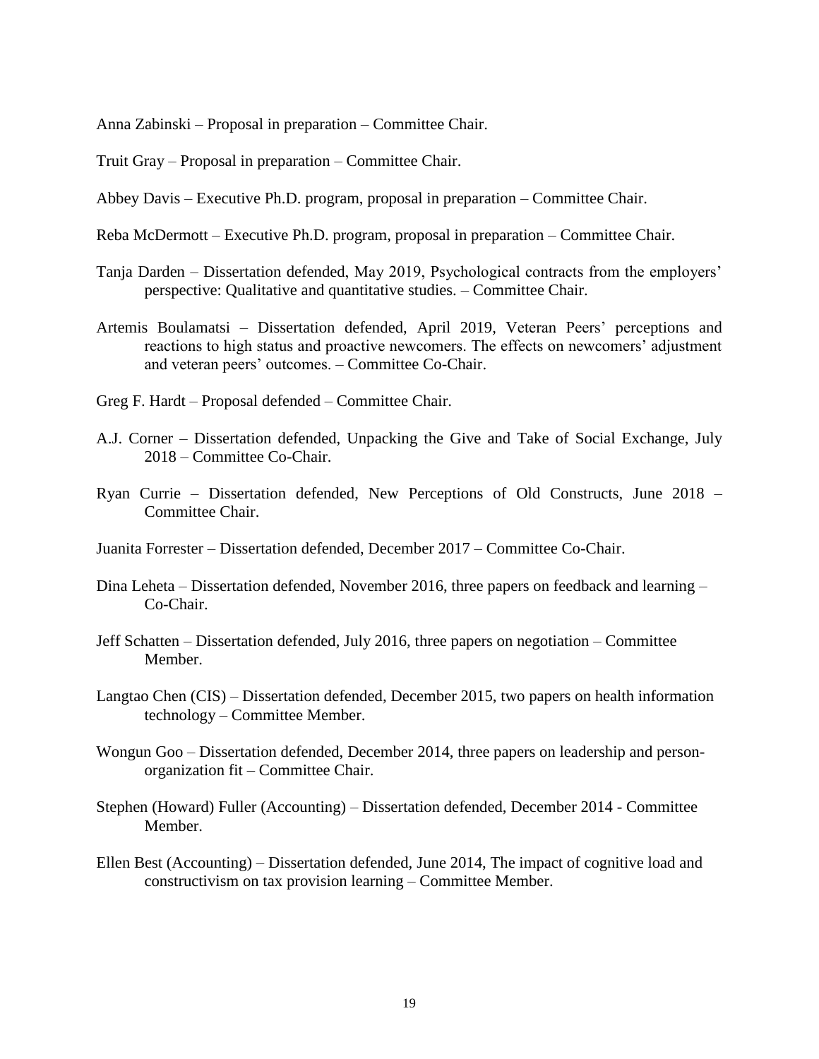Anna Zabinski – Proposal in preparation – Committee Chair.

Truit Gray – Proposal in preparation – Committee Chair.

Abbey Davis – Executive Ph.D. program, proposal in preparation – Committee Chair.

Reba McDermott – Executive Ph.D. program, proposal in preparation – Committee Chair.

Tanja Darden – Dissertation defended, May 2019, Psychological contracts from the employers' perspective: Qualitative and quantitative studies. – Committee Chair.

Artemis Boulamatsi – Dissertation defended, April 2019, Veteran Peers' perceptions and reactions to high status and proactive newcomers. The effects on newcomers' adjustment and veteran peers' outcomes. – Committee Co-Chair.

Greg F. Hardt – Proposal defended – Committee Chair.

A.J. Corner – Dissertation defended, Unpacking the Give and Take of Social Exchange, July 2018 – Committee Co-Chair.

Ryan Currie – Dissertation defended, New Perceptions of Old Constructs, June 2018 – Committee Chair.

Juanita Forrester – Dissertation defended, December 2017 – Committee Co-Chair.

Dina Leheta – Dissertation defended, November 2016, three papers on feedback and learning – Co-Chair.

Jeff Schatten – Dissertation defended, July 2016, three papers on negotiation – Committee Member.

Langtao Chen (CIS) – Dissertation defended, December 2015, two papers on health information technology – Committee Member.

Wongun Goo – Dissertation defended, December 2014, three papers on leadership and person-organization fit – Committee Chair.

Stephen (Howard) Fuller (Accounting) – Dissertation defended, December 2014 - Committee Member.

Ellen Best (Accounting) – Dissertation defended, June 2014, The impact of cognitive load and constructivism on tax provision learning – Committee Member.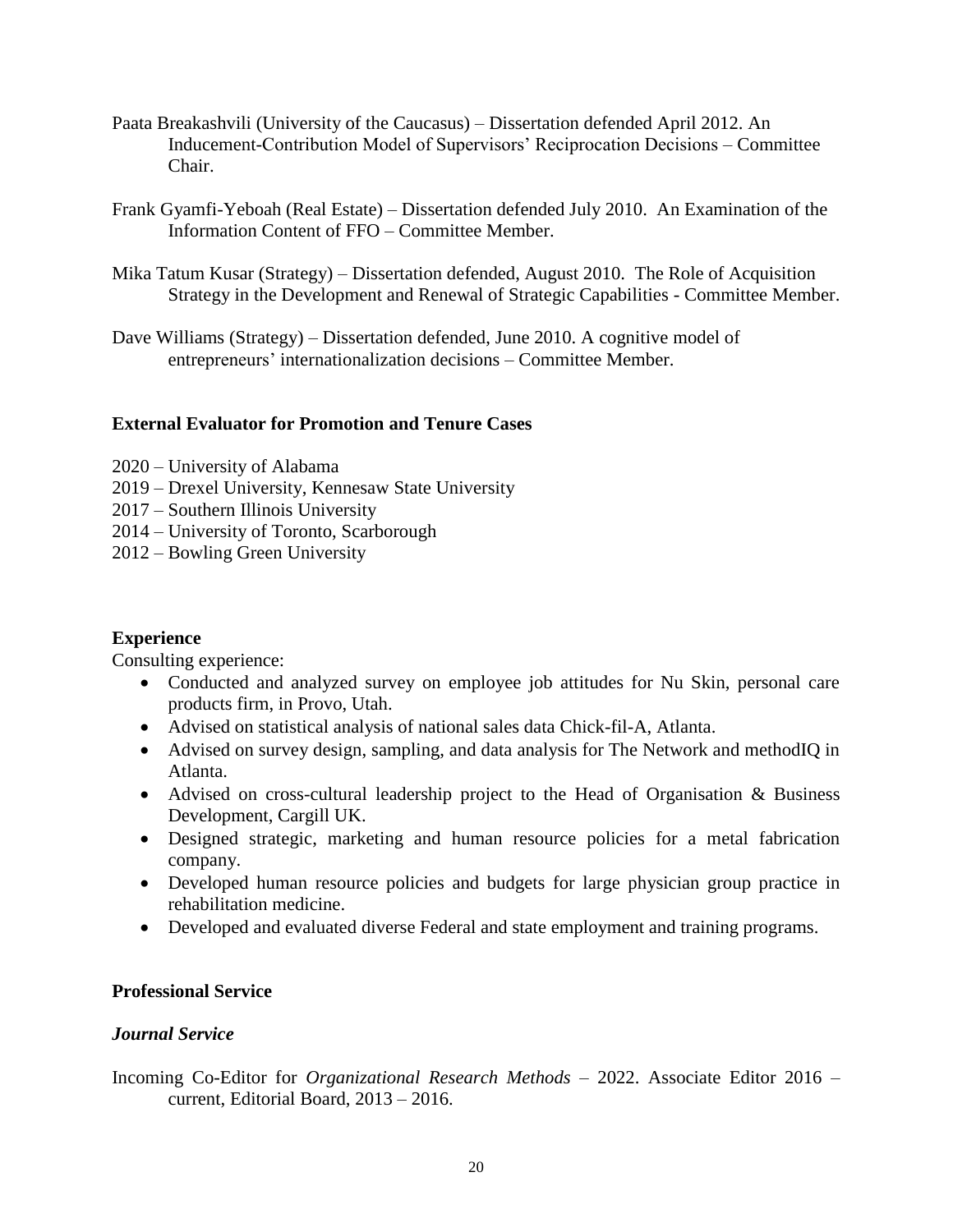Paata Breakashvili (University of the Caucasus) – Dissertation defended April 2012. An Inducement-Contribution Model of Supervisors' Reciprocation Decisions – Committee Chair.

Frank Gyamfi-Yeboah (Real Estate) – Dissertation defended July 2010. An Examination of the Information Content of FFO – Committee Member.

Mika Tatum Kusar (Strategy) – Dissertation defended, August 2010. The Role of Acquisition Strategy in the Development and Renewal of Strategic Capabilities - Committee Member.

Dave Williams (Strategy) – Dissertation defended, June 2010. A cognitive model of entrepreneurs' internationalization decisions – Committee Member.

**External Evaluator for Promotion and Tenure Cases**

2020 – University of Alabama
2019 – Drexel University, Kennesaw State University
2017 – Southern Illinois University
2014 – University of Toronto, Scarborough
2012 – Bowling Green University

**Experience**

Consulting experience:

- Conducted and analyzed survey on employee job attitudes for Nu Skin, personal care products firm, in Provo, Utah.
- Advised on statistical analysis of national sales data Chick-fil-A, Atlanta.
- Advised on survey design, sampling, and data analysis for The Network and methodIQ in Atlanta.
- Advised on cross-cultural leadership project to the Head of Organisation & Business Development, Cargill UK.
- Designed strategic, marketing and human resource policies for a metal fabrication company.
- Developed human resource policies and budgets for large physician group practice in rehabilitation medicine.
- Developed and evaluated diverse Federal and state employment and training programs.

**Professional Service**

***Journal Service***

Incoming Co-Editor for *Organizational Research Methods* – 2022. Associate Editor 2016 – current, Editorial Board, 2013 – 2016.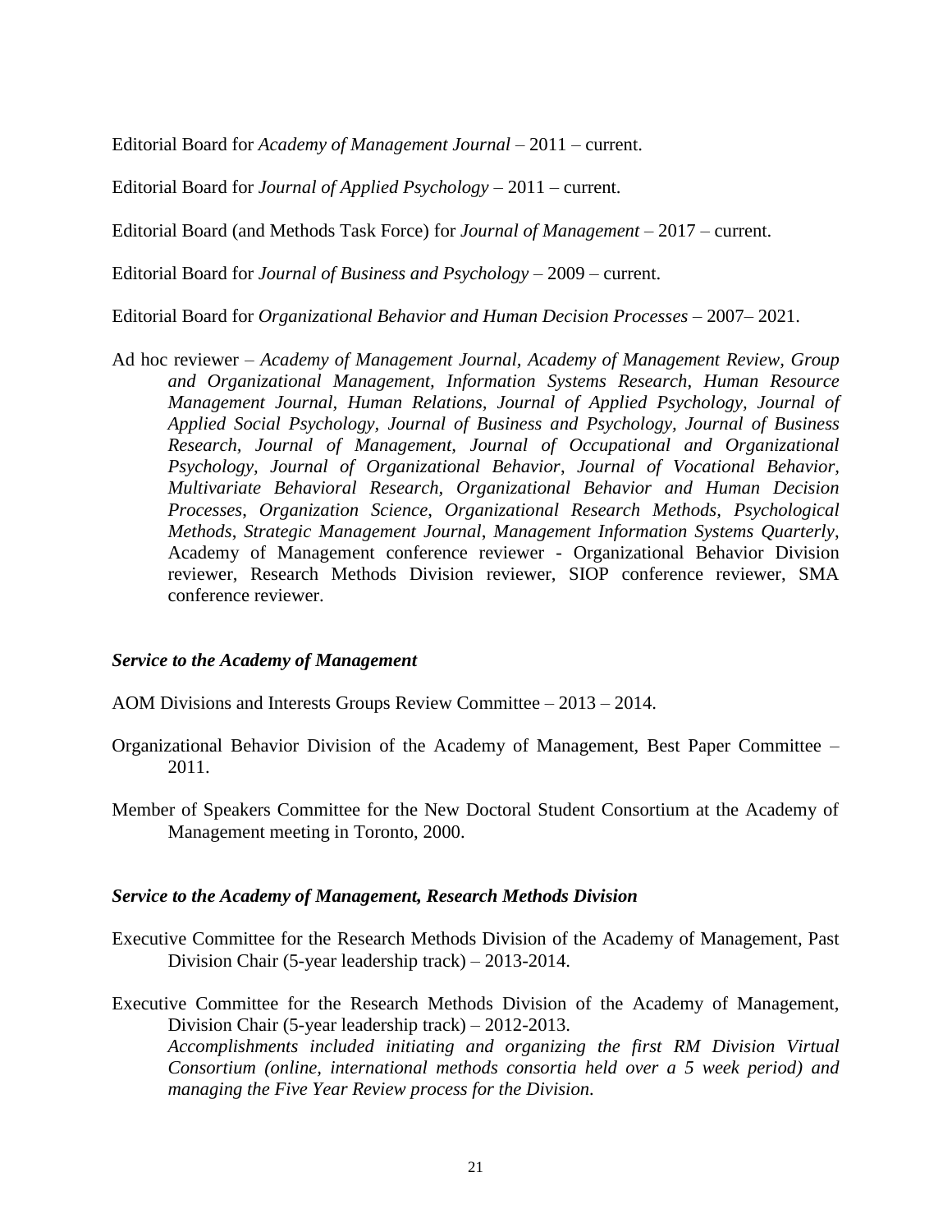Editorial Board for *Academy of Management Journal* – 2011 – current.

Editorial Board for *Journal of Applied Psychology* – 2011 – current.

Editorial Board (and Methods Task Force) for *Journal of Management* – 2017 – current.

Editorial Board for *Journal of Business and Psychology* – 2009 – current.

Editorial Board for *Organizational Behavior and Human Decision Processes* – 2007– 2021.

Ad hoc reviewer – *Academy of Management Journal, Academy of Management Review, Group and Organizational Management, Information Systems Research, Human Resource Management Journal, Human Relations, Journal of Applied Psychology, Journal of Applied Social Psychology, Journal of Business and Psychology, Journal of Business Research, Journal of Management, Journal of Occupational and Organizational Psychology, Journal of Organizational Behavior, Journal of Vocational Behavior, Multivariate Behavioral Research, Organizational Behavior and Human Decision Processes, Organization Science, Organizational Research Methods, Psychological Methods, Strategic Management Journal, Management Information Systems Quarterly,* Academy of Management conference reviewer - Organizational Behavior Division reviewer, Research Methods Division reviewer, SIOP conference reviewer, SMA conference reviewer.

### *Service to the Academy of Management*

AOM Divisions and Interests Groups Review Committee – 2013 – 2014.

Organizational Behavior Division of the Academy of Management, Best Paper Committee – 2011.

Member of Speakers Committee for the New Doctoral Student Consortium at the Academy of Management meeting in Toronto, 2000.

### *Service to the Academy of Management, Research Methods Division*

Executive Committee for the Research Methods Division of the Academy of Management, Past Division Chair (5-year leadership track) – 2013-2014.

Executive Committee for the Research Methods Division of the Academy of Management, Division Chair (5-year leadership track) – 2012-2013.
*Accomplishments included initiating and organizing the first RM Division Virtual Consortium (online, international methods consortia held over a 5 week period) and managing the Five Year Review process for the Division.*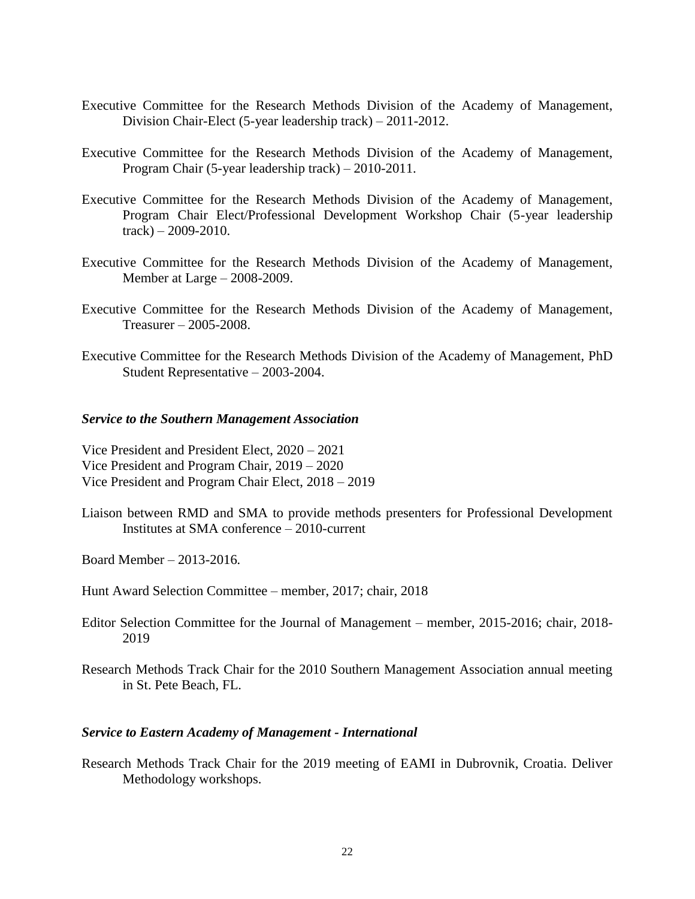Executive Committee for the Research Methods Division of the Academy of Management, Division Chair-Elect (5-year leadership track) – 2011-2012.

Executive Committee for the Research Methods Division of the Academy of Management, Program Chair (5-year leadership track) – 2010-2011.

Executive Committee for the Research Methods Division of the Academy of Management, Program Chair Elect/Professional Development Workshop Chair (5-year leadership track) – 2009-2010.

Executive Committee for the Research Methods Division of the Academy of Management, Member at Large – 2008-2009.

Executive Committee for the Research Methods Division of the Academy of Management, Treasurer – 2005-2008.

Executive Committee for the Research Methods Division of the Academy of Management, PhD Student Representative – 2003-2004.

***Service to the Southern Management Association***

Vice President and President Elect, 2020 – 2021
Vice President and Program Chair, 2019 – 2020
Vice President and Program Chair Elect, 2018 – 2019

Liaison between RMD and SMA to provide methods presenters for Professional Development Institutes at SMA conference – 2010-current

Board Member – 2013-2016.

Hunt Award Selection Committee – member, 2017; chair, 2018

Editor Selection Committee for the Journal of Management – member, 2015-2016; chair, 2018-2019

Research Methods Track Chair for the 2010 Southern Management Association annual meeting in St. Pete Beach, FL.

***Service to Eastern Academy of Management - International***

Research Methods Track Chair for the 2019 meeting of EAMI in Dubrovnik, Croatia. Deliver Methodology workshops.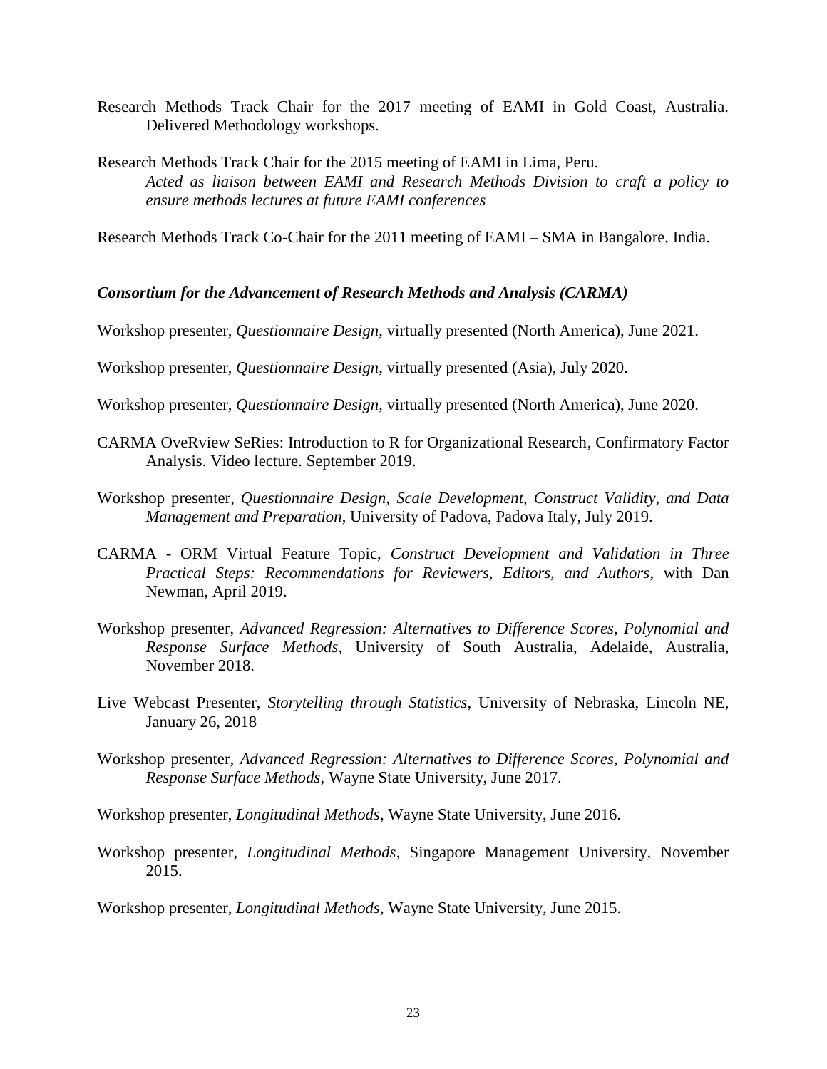Research Methods Track Chair for the 2017 meeting of EAMI in Gold Coast, Australia. Delivered Methodology workshops.

Research Methods Track Chair for the 2015 meeting of EAMI in Lima, Peru.
*Acted as liaison between EAMI and Research Methods Division to craft a policy to ensure methods lectures at future EAMI conferences*

Research Methods Track Co-Chair for the 2011 meeting of EAMI – SMA in Bangalore, India.

***Consortium for the Advancement of Research Methods and Analysis (CARMA)***

Workshop presenter, *Questionnaire Design*, virtually presented (North America), June 2021.

Workshop presenter, *Questionnaire Design*, virtually presented (Asia), July 2020.

Workshop presenter, *Questionnaire Design*, virtually presented (North America), June 2020.

CARMA OveRview SeRies: Introduction to R for Organizational Research, Confirmatory Factor Analysis. Video lecture. September 2019.

Workshop presenter, *Questionnaire Design, Scale Development, Construct Validity, and Data Management and Preparation*, University of Padova, Padova Italy, July 2019.

CARMA - ORM Virtual Feature Topic, *Construct Development and Validation in Three Practical Steps: Recommendations for Reviewers, Editors, and Authors*, with Dan Newman, April 2019.

Workshop presenter, *Advanced Regression: Alternatives to Difference Scores, Polynomial and Response Surface Methods*, University of South Australia, Adelaide, Australia, November 2018.

Live Webcast Presenter, *Storytelling through Statistics*, University of Nebraska, Lincoln NE, January 26, 2018

Workshop presenter, *Advanced Regression: Alternatives to Difference Scores, Polynomial and Response Surface Methods*, Wayne State University, June 2017.

Workshop presenter, *Longitudinal Methods*, Wayne State University, June 2016.

Workshop presenter, *Longitudinal Methods*, Singapore Management University, November 2015.

Workshop presenter, *Longitudinal Methods*, Wayne State University, June 2015.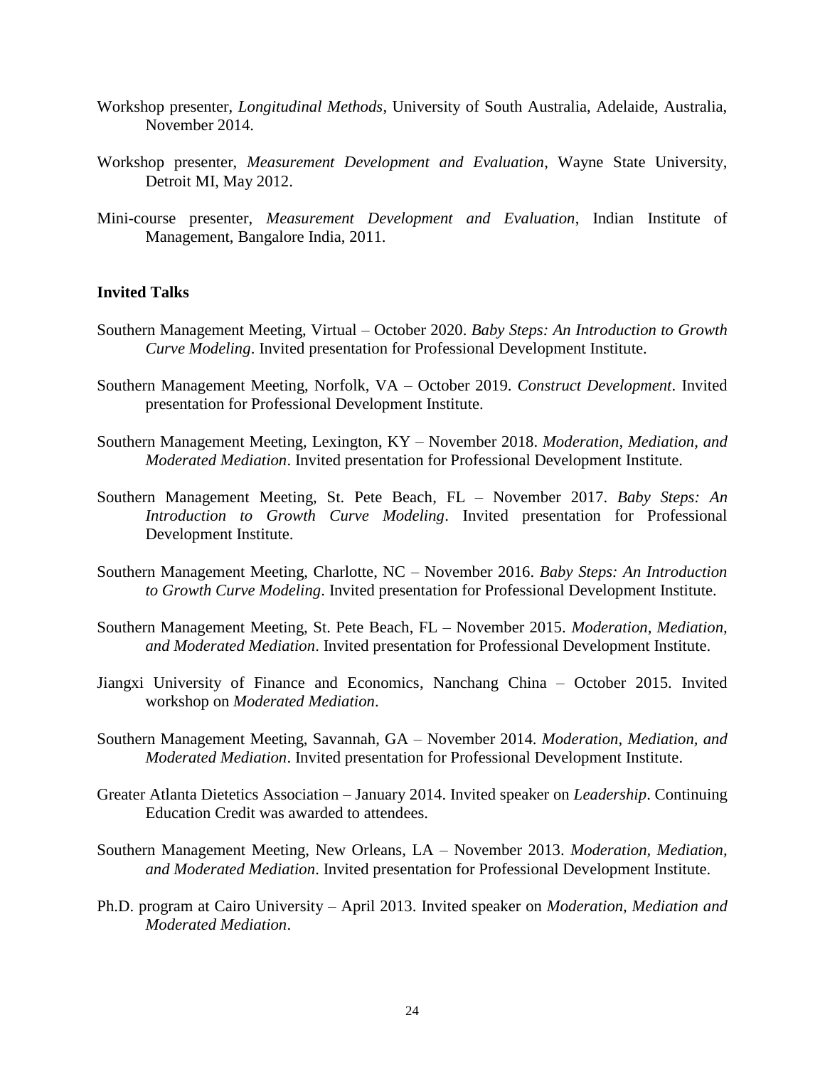Workshop presenter, *Longitudinal Methods*, University of South Australia, Adelaide, Australia, November 2014.

Workshop presenter, *Measurement Development and Evaluation*, Wayne State University, Detroit MI, May 2012.

Mini-course presenter, *Measurement Development and Evaluation*, Indian Institute of Management, Bangalore India, 2011.

**Invited Talks**

Southern Management Meeting, Virtual – October 2020. *Baby Steps: An Introduction to Growth Curve Modeling*. Invited presentation for Professional Development Institute.

Southern Management Meeting, Norfolk, VA – October 2019. *Construct Development*. Invited presentation for Professional Development Institute.

Southern Management Meeting, Lexington, KY – November 2018. *Moderation, Mediation, and Moderated Mediation*. Invited presentation for Professional Development Institute.

Southern Management Meeting, St. Pete Beach, FL – November 2017. *Baby Steps: An Introduction to Growth Curve Modeling*. Invited presentation for Professional Development Institute.

Southern Management Meeting, Charlotte, NC – November 2016. *Baby Steps: An Introduction to Growth Curve Modeling*. Invited presentation for Professional Development Institute.

Southern Management Meeting, St. Pete Beach, FL – November 2015. *Moderation, Mediation, and Moderated Mediation*. Invited presentation for Professional Development Institute.

Jiangxi University of Finance and Economics, Nanchang China – October 2015. Invited workshop on *Moderated Mediation*.

Southern Management Meeting, Savannah, GA – November 2014. *Moderation, Mediation, and Moderated Mediation*. Invited presentation for Professional Development Institute.

Greater Atlanta Dietetics Association – January 2014. Invited speaker on *Leadership*. Continuing Education Credit was awarded to attendees.

Southern Management Meeting, New Orleans, LA – November 2013. *Moderation, Mediation, and Moderated Mediation*. Invited presentation for Professional Development Institute.

Ph.D. program at Cairo University – April 2013. Invited speaker on *Moderation, Mediation and Moderated Mediation*.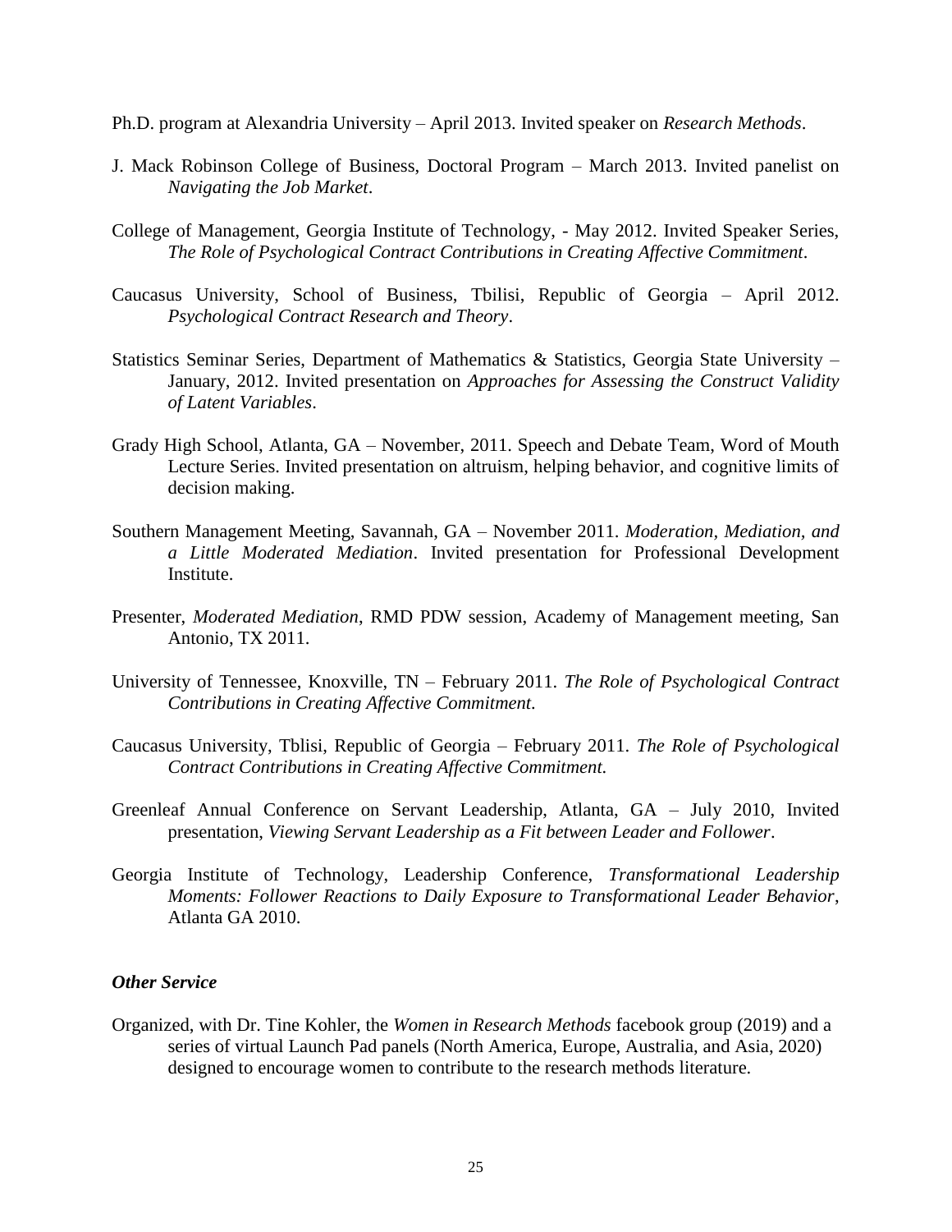Ph.D. program at Alexandria University – April 2013. Invited speaker on *Research Methods*.

J. Mack Robinson College of Business, Doctoral Program – March 2013. Invited panelist on *Navigating the Job Market*.

College of Management, Georgia Institute of Technology, - May 2012. Invited Speaker Series, *The Role of Psychological Contract Contributions in Creating Affective Commitment*.

Caucasus University, School of Business, Tbilisi, Republic of Georgia – April 2012. *Psychological Contract Research and Theory*.

Statistics Seminar Series, Department of Mathematics & Statistics, Georgia State University – January, 2012. Invited presentation on *Approaches for Assessing the Construct Validity of Latent Variables*.

Grady High School, Atlanta, GA – November, 2011. Speech and Debate Team, Word of Mouth Lecture Series. Invited presentation on altruism, helping behavior, and cognitive limits of decision making.

Southern Management Meeting, Savannah, GA – November 2011. *Moderation, Mediation, and a Little Moderated Mediation*. Invited presentation for Professional Development Institute.

Presenter, *Moderated Mediation*, RMD PDW session, Academy of Management meeting, San Antonio, TX 2011.

University of Tennessee, Knoxville, TN – February 2011. *The Role of Psychological Contract Contributions in Creating Affective Commitment.*

Caucasus University, Tblisi, Republic of Georgia – February 2011. *The Role of Psychological Contract Contributions in Creating Affective Commitment.*

Greenleaf Annual Conference on Servant Leadership, Atlanta, GA – July 2010, Invited presentation, *Viewing Servant Leadership as a Fit between Leader and Follower*.

Georgia Institute of Technology, Leadership Conference, *Transformational Leadership Moments: Follower Reactions to Daily Exposure to Transformational Leader Behavior*, Atlanta GA 2010.

### *Other Service*

Organized, with Dr. Tine Kohler, the *Women in Research Methods* facebook group (2019) and a series of virtual Launch Pad panels (North America, Europe, Australia, and Asia, 2020) designed to encourage women to contribute to the research methods literature.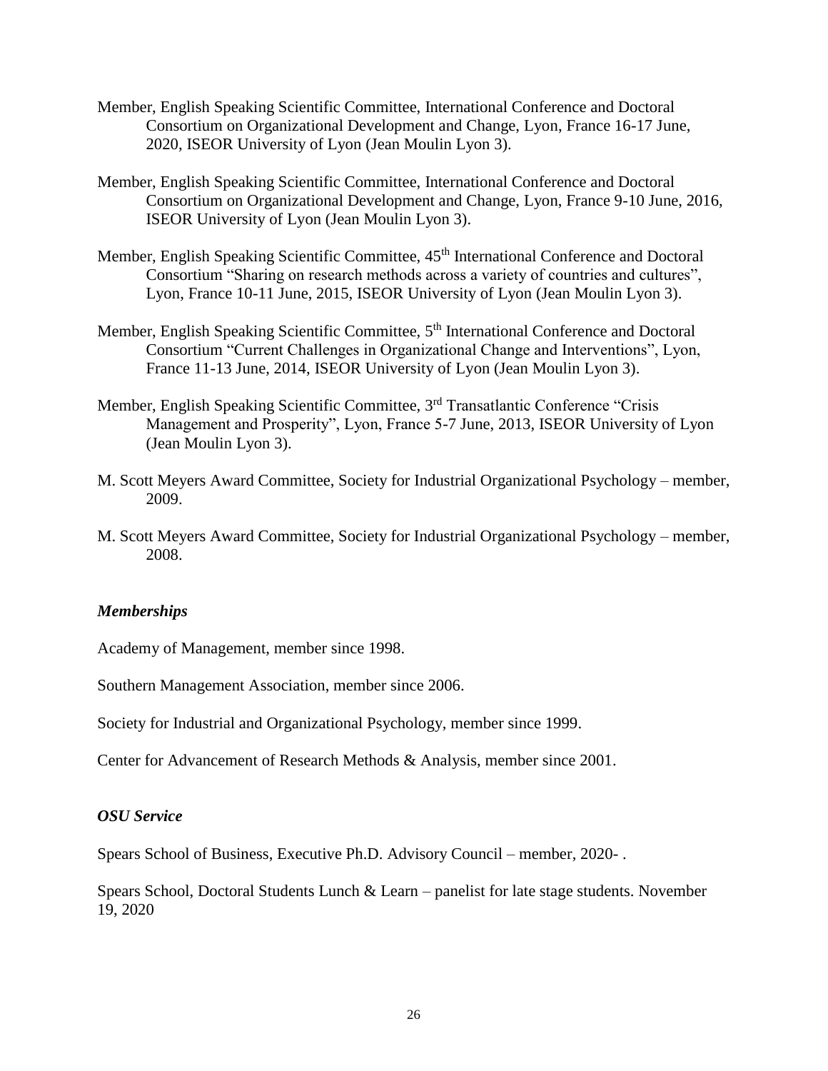Member, English Speaking Scientific Committee, International Conference and Doctoral Consortium on Organizational Development and Change, Lyon, France 16-17 June, 2020, ISEOR University of Lyon (Jean Moulin Lyon 3).

Member, English Speaking Scientific Committee, International Conference and Doctoral Consortium on Organizational Development and Change, Lyon, France 9-10 June, 2016, ISEOR University of Lyon (Jean Moulin Lyon 3).

Member, English Speaking Scientific Committee, 45th International Conference and Doctoral Consortium "Sharing on research methods across a variety of countries and cultures", Lyon, France 10-11 June, 2015, ISEOR University of Lyon (Jean Moulin Lyon 3).

Member, English Speaking Scientific Committee, 5th International Conference and Doctoral Consortium "Current Challenges in Organizational Change and Interventions", Lyon, France 11-13 June, 2014, ISEOR University of Lyon (Jean Moulin Lyon 3).

Member, English Speaking Scientific Committee, 3rd Transatlantic Conference "Crisis Management and Prosperity", Lyon, France 5-7 June, 2013, ISEOR University of Lyon (Jean Moulin Lyon 3).

M. Scott Meyers Award Committee, Society for Industrial Organizational Psychology – member, 2009.

M. Scott Meyers Award Committee, Society for Industrial Organizational Psychology – member, 2008.

### *Memberships*

Academy of Management, member since 1998.

Southern Management Association, member since 2006.

Society for Industrial and Organizational Psychology, member since 1999.

Center for Advancement of Research Methods & Analysis, member since 2001.

### *OSU Service*

Spears School of Business, Executive Ph.D. Advisory Council – member, 2020- .

Spears School, Doctoral Students Lunch & Learn – panelist for late stage students. November 19, 2020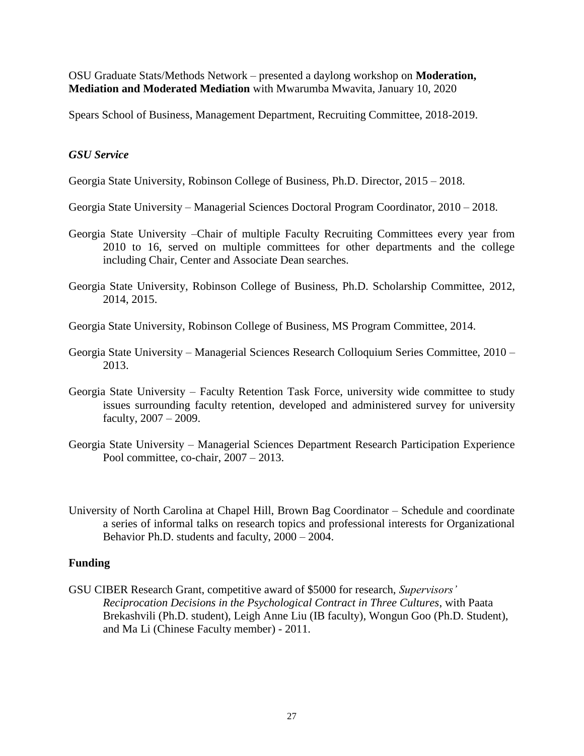OSU Graduate Stats/Methods Network – presented a daylong workshop on **Moderation, Mediation and Moderated Mediation** with Mwarumba Mwavita, January 10, 2020

Spears School of Business, Management Department, Recruiting Committee, 2018-2019.

### *GSU Service*

Georgia State University, Robinson College of Business, Ph.D. Director, 2015 – 2018.

Georgia State University – Managerial Sciences Doctoral Program Coordinator, 2010 – 2018.

Georgia State University –Chair of multiple Faculty Recruiting Committees every year from 2010 to 16, served on multiple committees for other departments and the college including Chair, Center and Associate Dean searches.

Georgia State University, Robinson College of Business, Ph.D. Scholarship Committee, 2012, 2014, 2015.

Georgia State University, Robinson College of Business, MS Program Committee, 2014.

Georgia State University – Managerial Sciences Research Colloquium Series Committee, 2010 – 2013.

Georgia State University – Faculty Retention Task Force, university wide committee to study issues surrounding faculty retention, developed and administered survey for university faculty, 2007 – 2009.

Georgia State University – Managerial Sciences Department Research Participation Experience Pool committee, co-chair, 2007 – 2013.

University of North Carolina at Chapel Hill, Brown Bag Coordinator – Schedule and coordinate a series of informal talks on research topics and professional interests for Organizational Behavior Ph.D. students and faculty, 2000 – 2004.

## Funding

GSU CIBER Research Grant, competitive award of $5000 for research, *Supervisors' Reciprocation Decisions in the Psychological Contract in Three Cultures*, with Paata Brekashvili (Ph.D. student), Leigh Anne Liu (IB faculty), Wongun Goo (Ph.D. Student), and Ma Li (Chinese Faculty member) - 2011.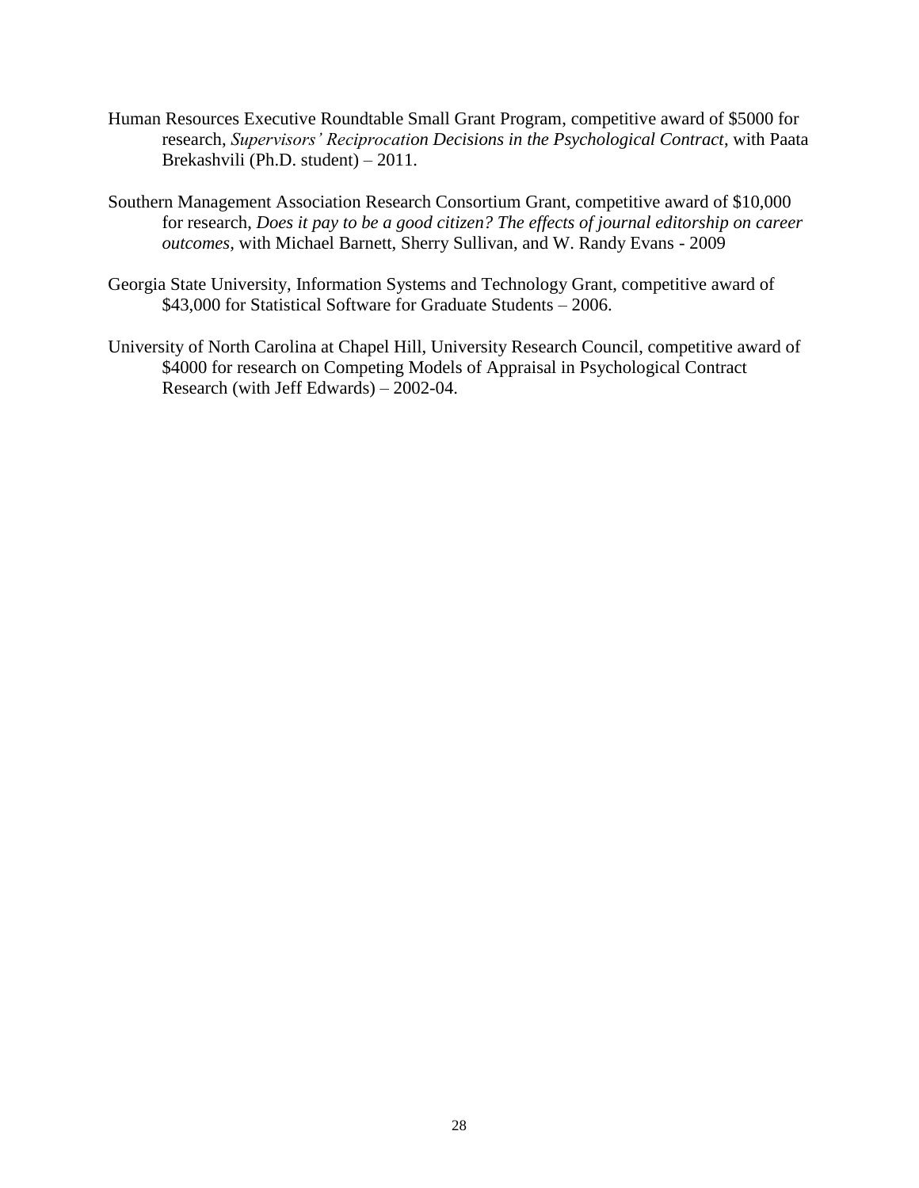Human Resources Executive Roundtable Small Grant Program, competitive award of $5000 for research, *Supervisors' Reciprocation Decisions in the Psychological Contract*, with Paata Brekashvili (Ph.D. student) – 2011.

Southern Management Association Research Consortium Grant, competitive award of $10,000 for research, *Does it pay to be a good citizen? The effects of journal editorship on career outcomes*, with Michael Barnett, Sherry Sullivan, and W. Randy Evans - 2009

Georgia State University, Information Systems and Technology Grant, competitive award of $43,000 for Statistical Software for Graduate Students – 2006.

University of North Carolina at Chapel Hill, University Research Council, competitive award of $4000 for research on Competing Models of Appraisal in Psychological Contract Research (with Jeff Edwards) – 2002-04.